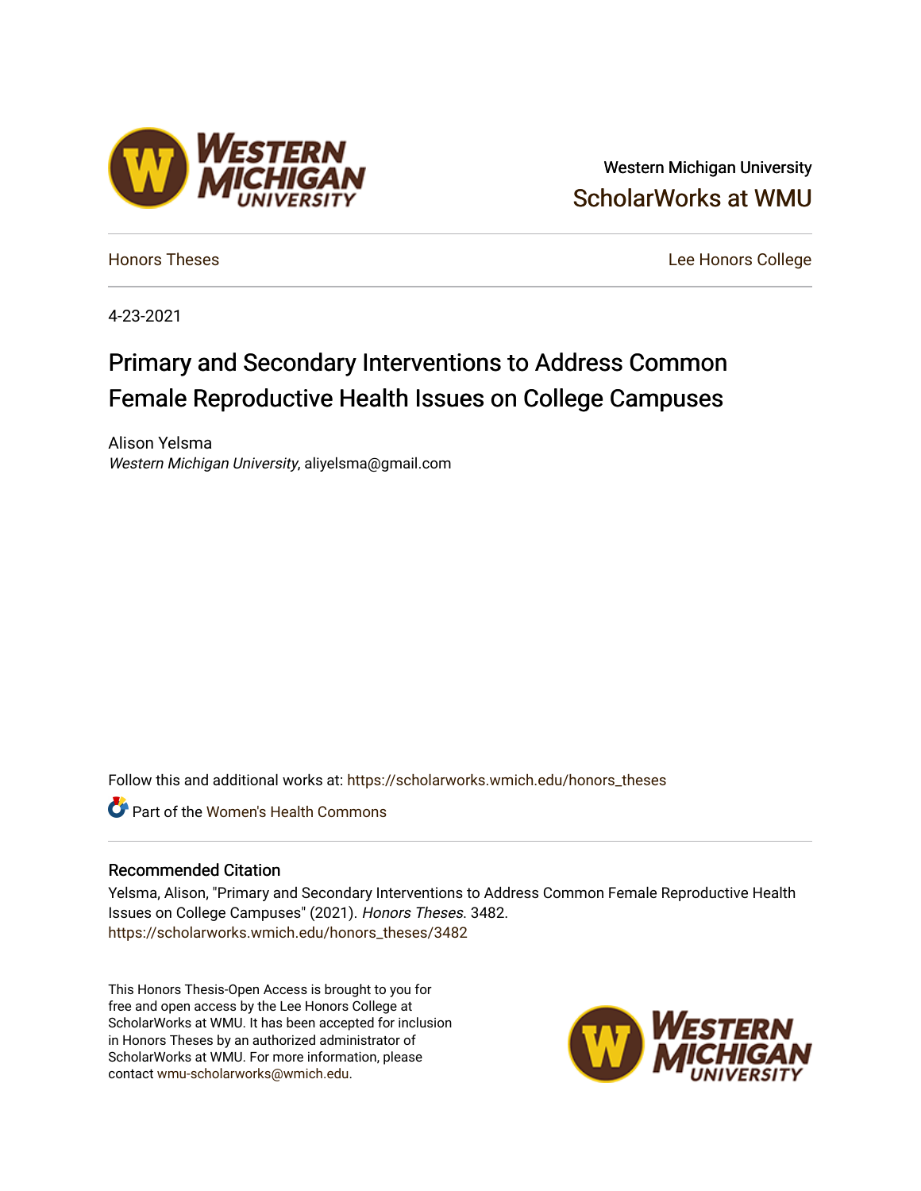Western Michigan University

ScholarWorks at WMU

Honors Theses

Lee Honors College

4-23-2021

# Primary and Secondary Interventions to Address Common Female Reproductive Health Issues on College Campuses

Alison Yelsma

*Western Michigan University*, aliyelsma@gmail.com

Follow this and additional works at: https://scholarworks.wmich.edu/honors_theses

Part of the Women's Health Commons

## Recommended Citation

Yelsma, Alison, "Primary and Secondary Interventions to Address Common Female Reproductive Health Issues on College Campuses" (2021). *Honors Theses*. 3482.
https://scholarworks.wmich.edu/honors_theses/3482

This Honors Thesis-Open Access is brought to you for free and open access by the Lee Honors College at ScholarWorks at WMU. It has been accepted for inclusion in Honors Theses by an authorized administrator of ScholarWorks at WMU. For more information, please contact wmu-scholarworks@wmich.edu.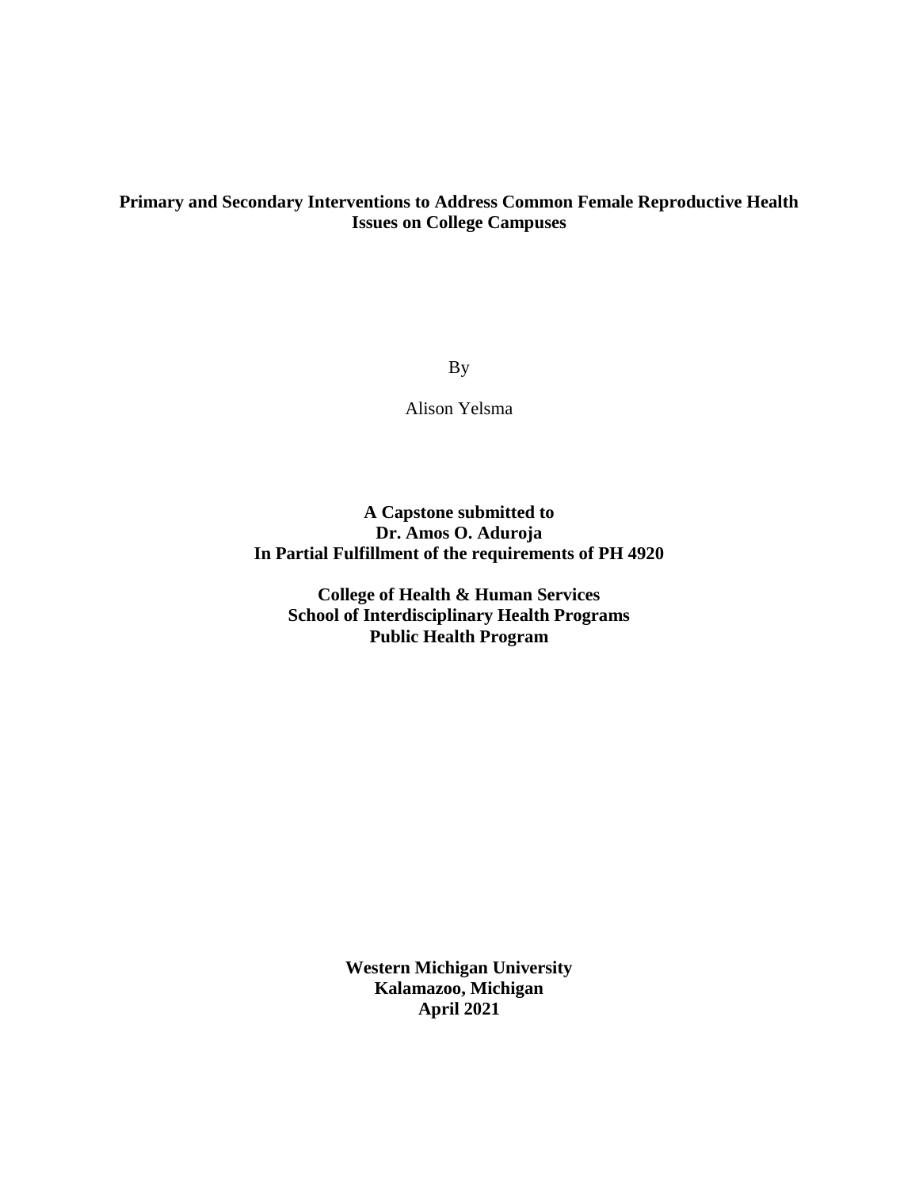**Primary and Secondary Interventions to Address Common Female Reproductive Health Issues on College Campuses**

By

Alison Yelsma

**A Capstone submitted to**
**Dr. Amos O. Aduroja**
**In Partial Fulfillment of the requirements of PH 4920**

**College of Health & Human Services**
**School of Interdisciplinary Health Programs**
**Public Health Program**

**Western Michigan University**
**Kalamazoo, Michigan**
**April 2021**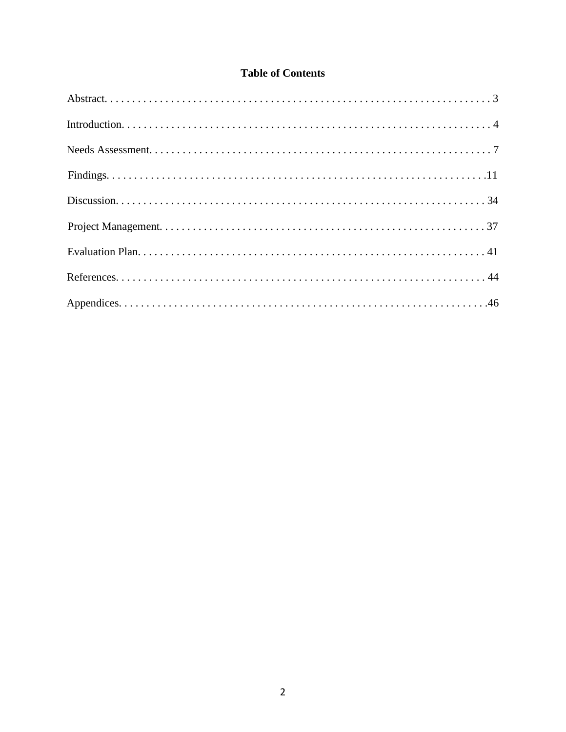# Table of Contents

Abstract. . . . . . . . . . . . . . . . . . . . . . . . . . . . . . . . . . . . . . . . . . . . . . . . . . . . . . . . . . . . . . . . . . . 3

Introduction. . . . . . . . . . . . . . . . . . . . . . . . . . . . . . . . . . . . . . . . . . . . . . . . . . . . . . . . . . . . . . . . 4

Needs Assessment. . . . . . . . . . . . . . . . . . . . . . . . . . . . . . . . . . . . . . . . . . . . . . . . . . . . . . . . . . . . 7

Findings. . . . . . . . . . . . . . . . . . . . . . . . . . . . . . . . . . . . . . . . . . . . . . . . . . . . . . . . . . . . . . . . . .11

Discussion. . . . . . . . . . . . . . . . . . . . . . . . . . . . . . . . . . . . . . . . . . . . . . . . . . . . . . . . . . . . . . . . 34

Project Management. . . . . . . . . . . . . . . . . . . . . . . . . . . . . . . . . . . . . . . . . . . . . . . . . . . . . . . . . 37

Evaluation Plan. . . . . . . . . . . . . . . . . . . . . . . . . . . . . . . . . . . . . . . . . . . . . . . . . . . . . . . . . . . . . 41

References. . . . . . . . . . . . . . . . . . . . . . . . . . . . . . . . . . . . . . . . . . . . . . . . . . . . . . . . . . . . . . . . 44

Appendices. . . . . . . . . . . . . . . . . . . . . . . . . . . . . . . . . . . . . . . . . . . . . . . . . . . . . . . . . . . . . . . .46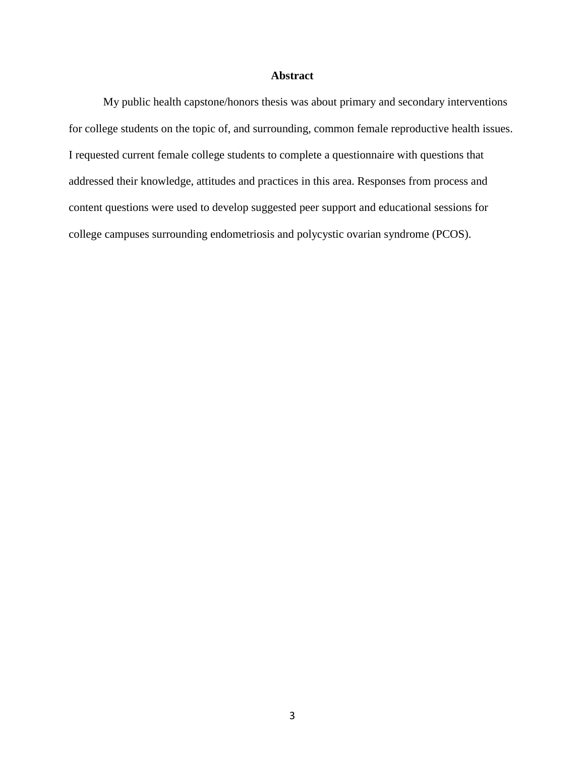## Abstract

My public health capstone/honors thesis was about primary and secondary interventions for college students on the topic of, and surrounding, common female reproductive health issues. I requested current female college students to complete a questionnaire with questions that addressed their knowledge, attitudes and practices in this area. Responses from process and content questions were used to develop suggested peer support and educational sessions for college campuses surrounding endometriosis and polycystic ovarian syndrome (PCOS).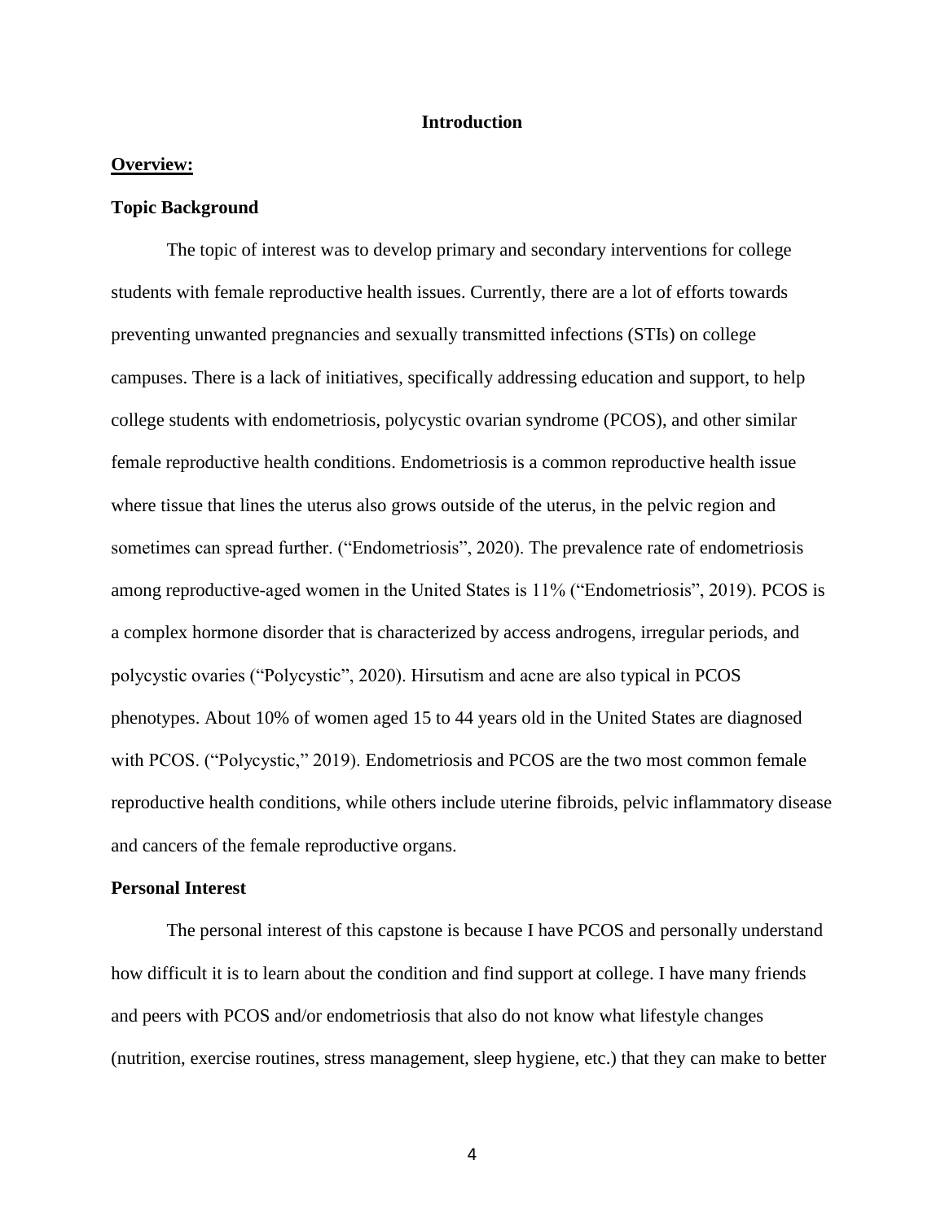## Introduction

### <u>Overview:</u>

### Topic Background

The topic of interest was to develop primary and secondary interventions for college students with female reproductive health issues. Currently, there are a lot of efforts towards preventing unwanted pregnancies and sexually transmitted infections (STIs) on college campuses. There is a lack of initiatives, specifically addressing education and support, to help college students with endometriosis, polycystic ovarian syndrome (PCOS), and other similar female reproductive health conditions. Endometriosis is a common reproductive health issue where tissue that lines the uterus also grows outside of the uterus, in the pelvic region and sometimes can spread further. ("Endometriosis", 2020). The prevalence rate of endometriosis among reproductive-aged women in the United States is 11% ("Endometriosis", 2019). PCOS is a complex hormone disorder that is characterized by access androgens, irregular periods, and polycystic ovaries ("Polycystic", 2020). Hirsutism and acne are also typical in PCOS phenotypes. About 10% of women aged 15 to 44 years old in the United States are diagnosed with PCOS. ("Polycystic," 2019). Endometriosis and PCOS are the two most common female reproductive health conditions, while others include uterine fibroids, pelvic inflammatory disease and cancers of the female reproductive organs.

### Personal Interest

The personal interest of this capstone is because I have PCOS and personally understand how difficult it is to learn about the condition and find support at college. I have many friends and peers with PCOS and/or endometriosis that also do not know what lifestyle changes (nutrition, exercise routines, stress management, sleep hygiene, etc.) that they can make to better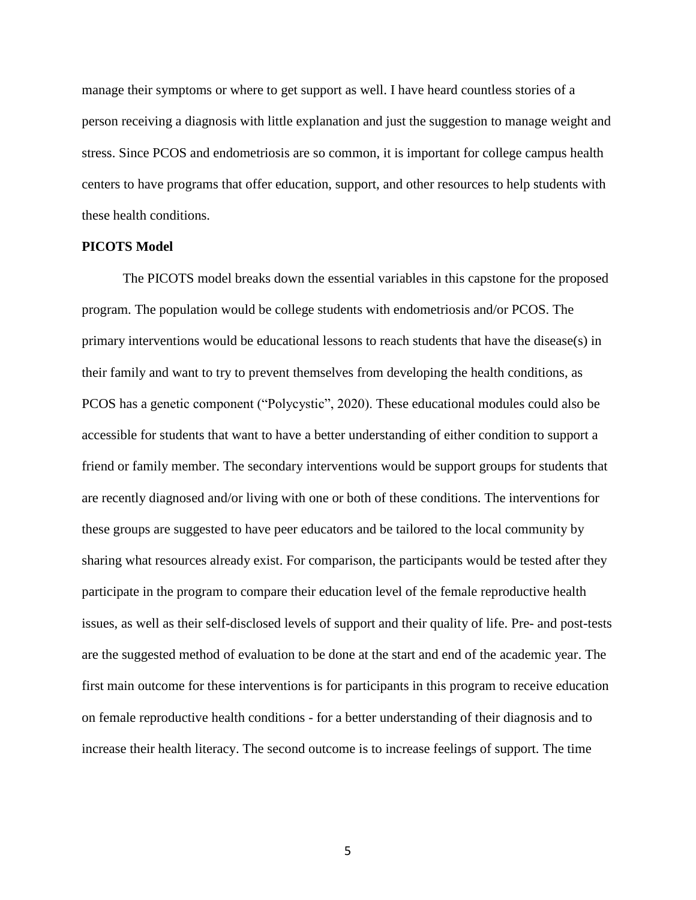manage their symptoms or where to get support as well. I have heard countless stories of a person receiving a diagnosis with little explanation and just the suggestion to manage weight and stress. Since PCOS and endometriosis are so common, it is important for college campus health centers to have programs that offer education, support, and other resources to help students with these health conditions.

**PICOTS Model**

The PICOTS model breaks down the essential variables in this capstone for the proposed program. The population would be college students with endometriosis and/or PCOS. The primary interventions would be educational lessons to reach students that have the disease(s) in their family and want to try to prevent themselves from developing the health conditions, as PCOS has a genetic component ("Polycystic", 2020). These educational modules could also be accessible for students that want to have a better understanding of either condition to support a friend or family member. The secondary interventions would be support groups for students that are recently diagnosed and/or living with one or both of these conditions. The interventions for these groups are suggested to have peer educators and be tailored to the local community by sharing what resources already exist. For comparison, the participants would be tested after they participate in the program to compare their education level of the female reproductive health issues, as well as their self-disclosed levels of support and their quality of life. Pre- and post-tests are the suggested method of evaluation to be done at the start and end of the academic year. The first main outcome for these interventions is for participants in this program to receive education on female reproductive health conditions - for a better understanding of their diagnosis and to increase their health literacy. The second outcome is to increase feelings of support. The time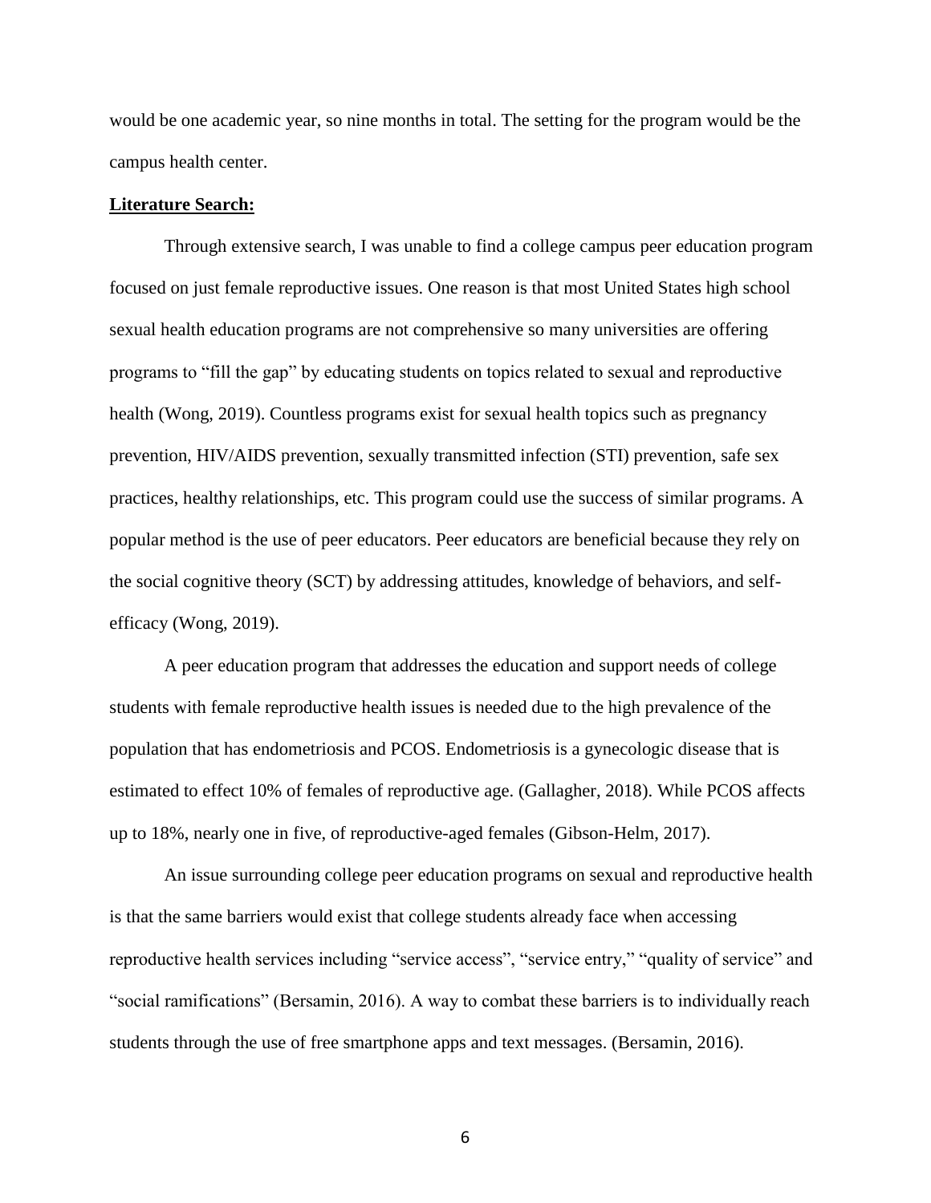would be one academic year, so nine months in total. The setting for the program would be the campus health center.

**Literature Search:**

Through extensive search, I was unable to find a college campus peer education program focused on just female reproductive issues. One reason is that most United States high school sexual health education programs are not comprehensive so many universities are offering programs to "fill the gap" by educating students on topics related to sexual and reproductive health (Wong, 2019). Countless programs exist for sexual health topics such as pregnancy prevention, HIV/AIDS prevention, sexually transmitted infection (STI) prevention, safe sex practices, healthy relationships, etc. This program could use the success of similar programs. A popular method is the use of peer educators. Peer educators are beneficial because they rely on the social cognitive theory (SCT) by addressing attitudes, knowledge of behaviors, and self-efficacy (Wong, 2019).

A peer education program that addresses the education and support needs of college students with female reproductive health issues is needed due to the high prevalence of the population that has endometriosis and PCOS. Endometriosis is a gynecologic disease that is estimated to effect 10% of females of reproductive age. (Gallagher, 2018). While PCOS affects up to 18%, nearly one in five, of reproductive-aged females (Gibson-Helm, 2017).

An issue surrounding college peer education programs on sexual and reproductive health is that the same barriers would exist that college students already face when accessing reproductive health services including "service access", "service entry," "quality of service" and "social ramifications" (Bersamin, 2016). A way to combat these barriers is to individually reach students through the use of free smartphone apps and text messages. (Bersamin, 2016).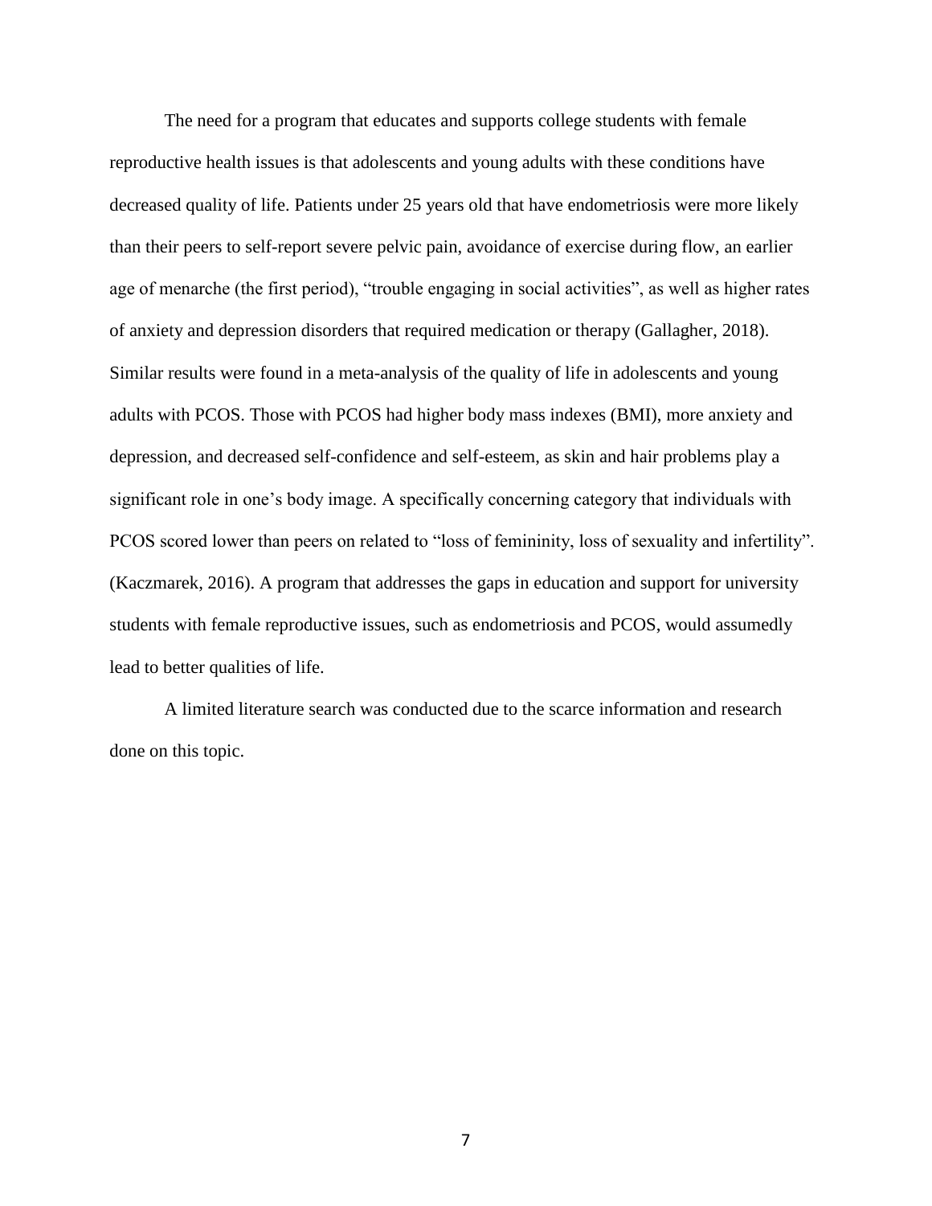The need for a program that educates and supports college students with female reproductive health issues is that adolescents and young adults with these conditions have decreased quality of life. Patients under 25 years old that have endometriosis were more likely than their peers to self-report severe pelvic pain, avoidance of exercise during flow, an earlier age of menarche (the first period), "trouble engaging in social activities", as well as higher rates of anxiety and depression disorders that required medication or therapy (Gallagher, 2018). Similar results were found in a meta-analysis of the quality of life in adolescents and young adults with PCOS. Those with PCOS had higher body mass indexes (BMI), more anxiety and depression, and decreased self-confidence and self-esteem, as skin and hair problems play a significant role in one's body image. A specifically concerning category that individuals with PCOS scored lower than peers on related to "loss of femininity, loss of sexuality and infertility". (Kaczmarek, 2016). A program that addresses the gaps in education and support for university students with female reproductive issues, such as endometriosis and PCOS, would assumedly lead to better qualities of life.

A limited literature search was conducted due to the scarce information and research done on this topic.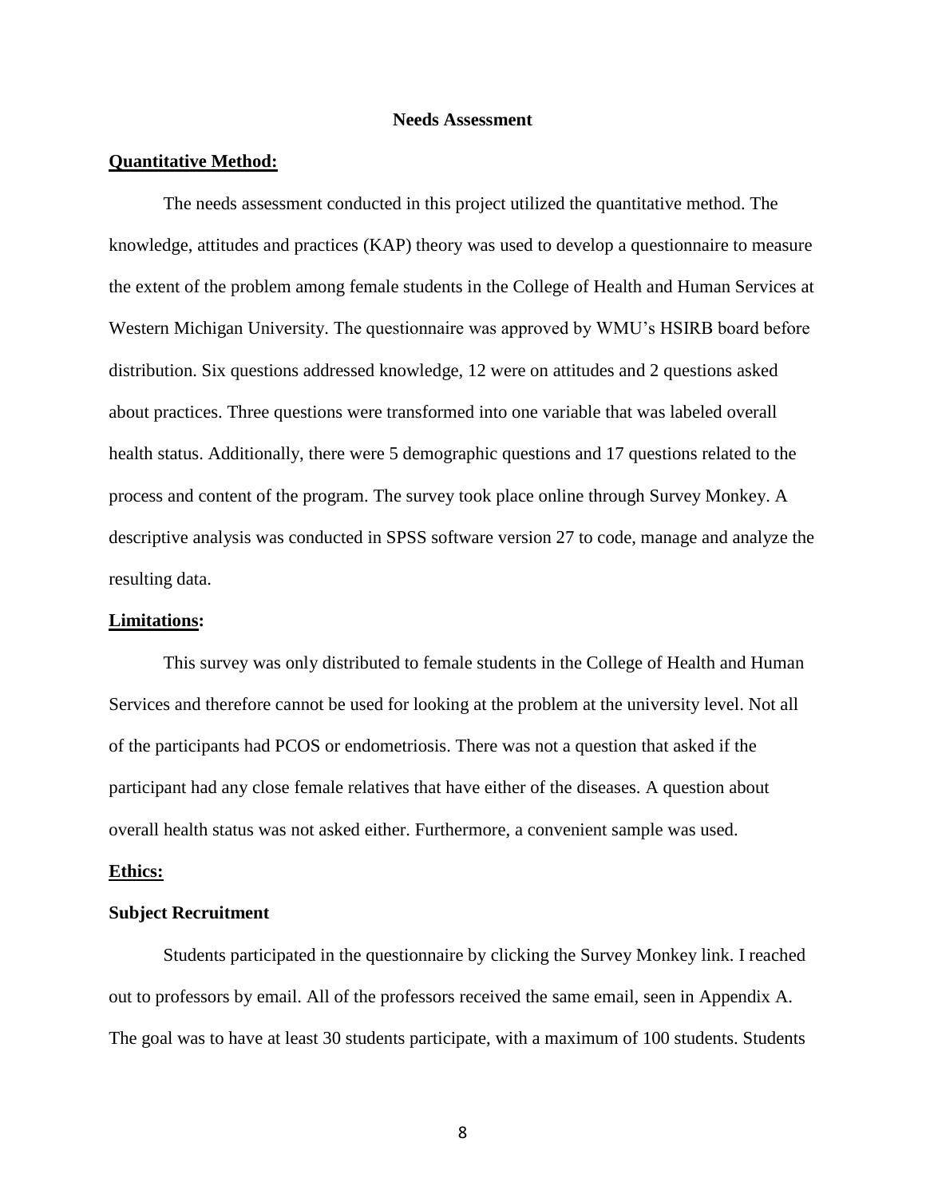## Needs Assessment

**Quantitative Method:**

The needs assessment conducted in this project utilized the quantitative method. The knowledge, attitudes and practices (KAP) theory was used to develop a questionnaire to measure the extent of the problem among female students in the College of Health and Human Services at Western Michigan University. The questionnaire was approved by WMU's HSIRB board before distribution. Six questions addressed knowledge, 12 were on attitudes and 2 questions asked about practices. Three questions were transformed into one variable that was labeled overall health status. Additionally, there were 5 demographic questions and 17 questions related to the process and content of the program. The survey took place online through Survey Monkey. A descriptive analysis was conducted in SPSS software version 27 to code, manage and analyze the resulting data.

**Limitations:**

This survey was only distributed to female students in the College of Health and Human Services and therefore cannot be used for looking at the problem at the university level. Not all of the participants had PCOS or endometriosis. There was not a question that asked if the participant had any close female relatives that have either of the diseases. A question about overall health status was not asked either. Furthermore, a convenient sample was used.

**Ethics:**

**Subject Recruitment**

Students participated in the questionnaire by clicking the Survey Monkey link. I reached out to professors by email. All of the professors received the same email, seen in Appendix A. The goal was to have at least 30 students participate, with a maximum of 100 students. Students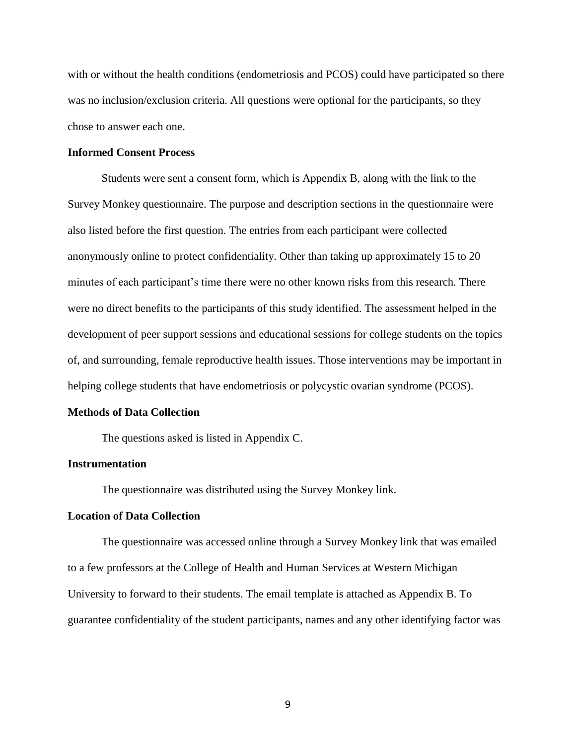with or without the health conditions (endometriosis and PCOS) could have participated so there was no inclusion/exclusion criteria. All questions were optional for the participants, so they chose to answer each one.

**Informed Consent Process**

Students were sent a consent form, which is Appendix B, along with the link to the Survey Monkey questionnaire. The purpose and description sections in the questionnaire were also listed before the first question. The entries from each participant were collected anonymously online to protect confidentiality. Other than taking up approximately 15 to 20 minutes of each participant's time there were no other known risks from this research. There were no direct benefits to the participants of this study identified. The assessment helped in the development of peer support sessions and educational sessions for college students on the topics of, and surrounding, female reproductive health issues. Those interventions may be important in helping college students that have endometriosis or polycystic ovarian syndrome (PCOS).

**Methods of Data Collection**

The questions asked is listed in Appendix C.

**Instrumentation**

The questionnaire was distributed using the Survey Monkey link.

**Location of Data Collection**

The questionnaire was accessed online through a Survey Monkey link that was emailed to a few professors at the College of Health and Human Services at Western Michigan University to forward to their students. The email template is attached as Appendix B. To guarantee confidentiality of the student participants, names and any other identifying factor was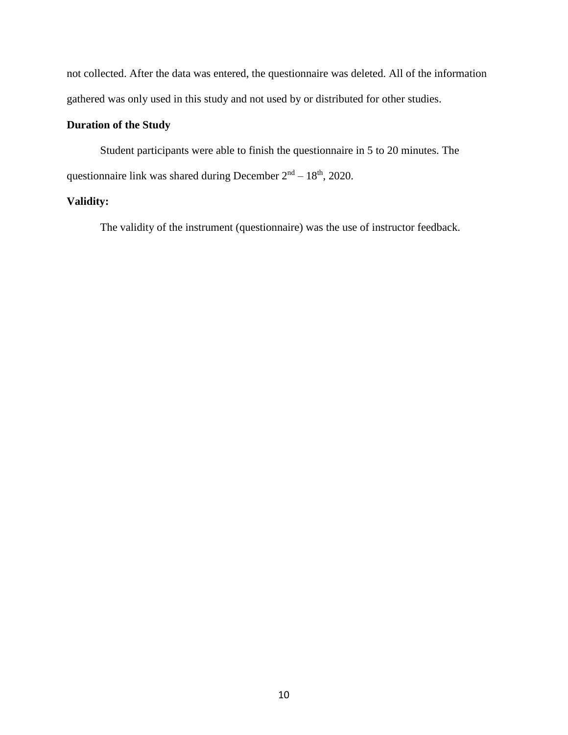not collected. After the data was entered, the questionnaire was deleted. All of the information gathered was only used in this study and not used by or distributed for other studies.

**Duration of the Study**

Student participants were able to finish the questionnaire in 5 to 20 minutes. The questionnaire link was shared during December $2^{nd}$ – $18^{th}$, 2020.

**Validity:**

The validity of the instrument (questionnaire) was the use of instructor feedback.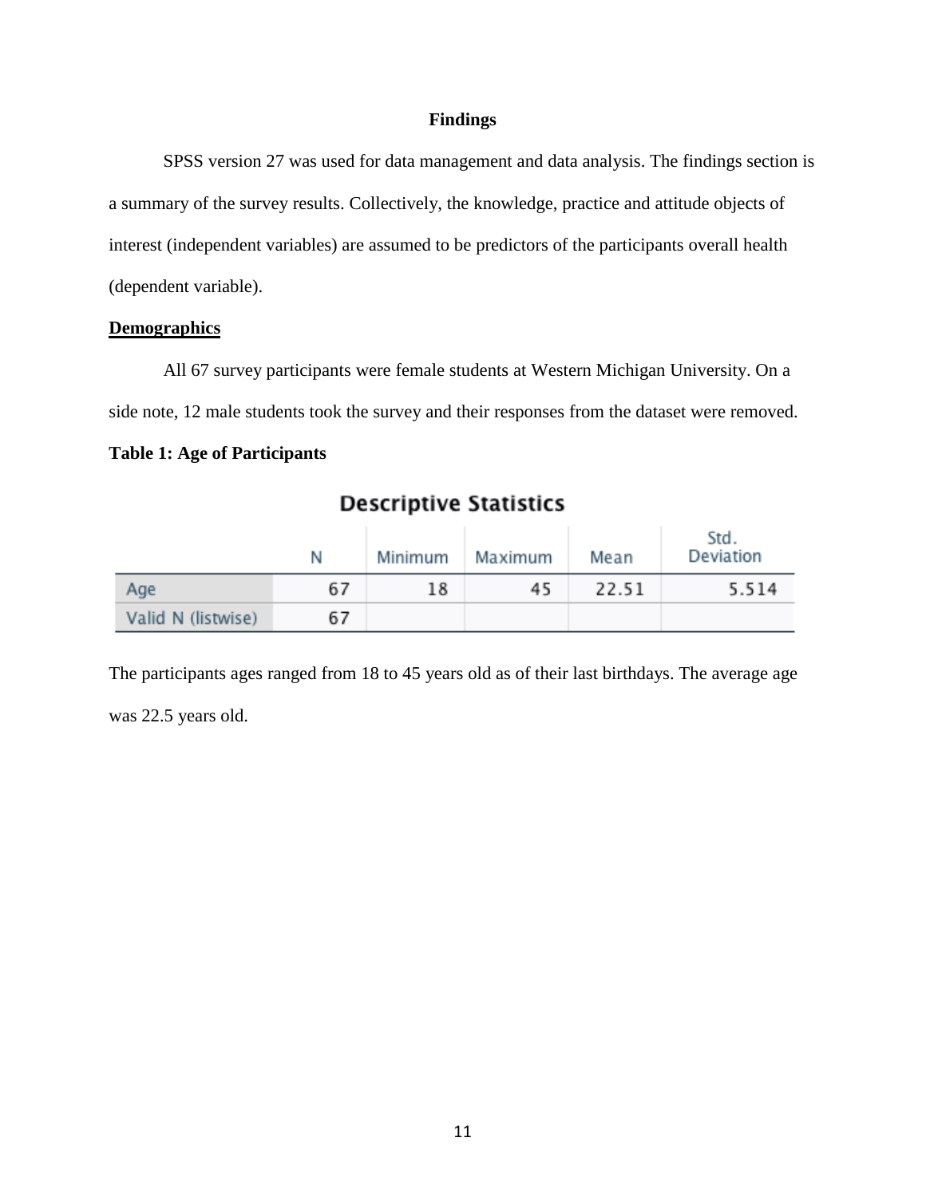## Findings

SPSS version 27 was used for data management and data analysis. The findings section is a summary of the survey results. Collectively, the knowledge, practice and attitude objects of interest (independent variables) are assumed to be predictors of the participants overall health (dependent variable).

### Demographics

All 67 survey participants were female students at Western Michigan University. On a side note, 12 male students took the survey and their responses from the dataset were removed.

**Table 1: Age of Participants**

**Descriptive Statistics**

| | N | Minimum | Maximum | Mean | Std. Deviation |
|---|---|---|---|---|---|
| Age | 67 | 18 | 45 | 22.51 | 5.514 |
| Valid N (listwise) | 67 | | | | |

The participants ages ranged from 18 to 45 years old as of their last birthdays. The average age was 22.5 years old.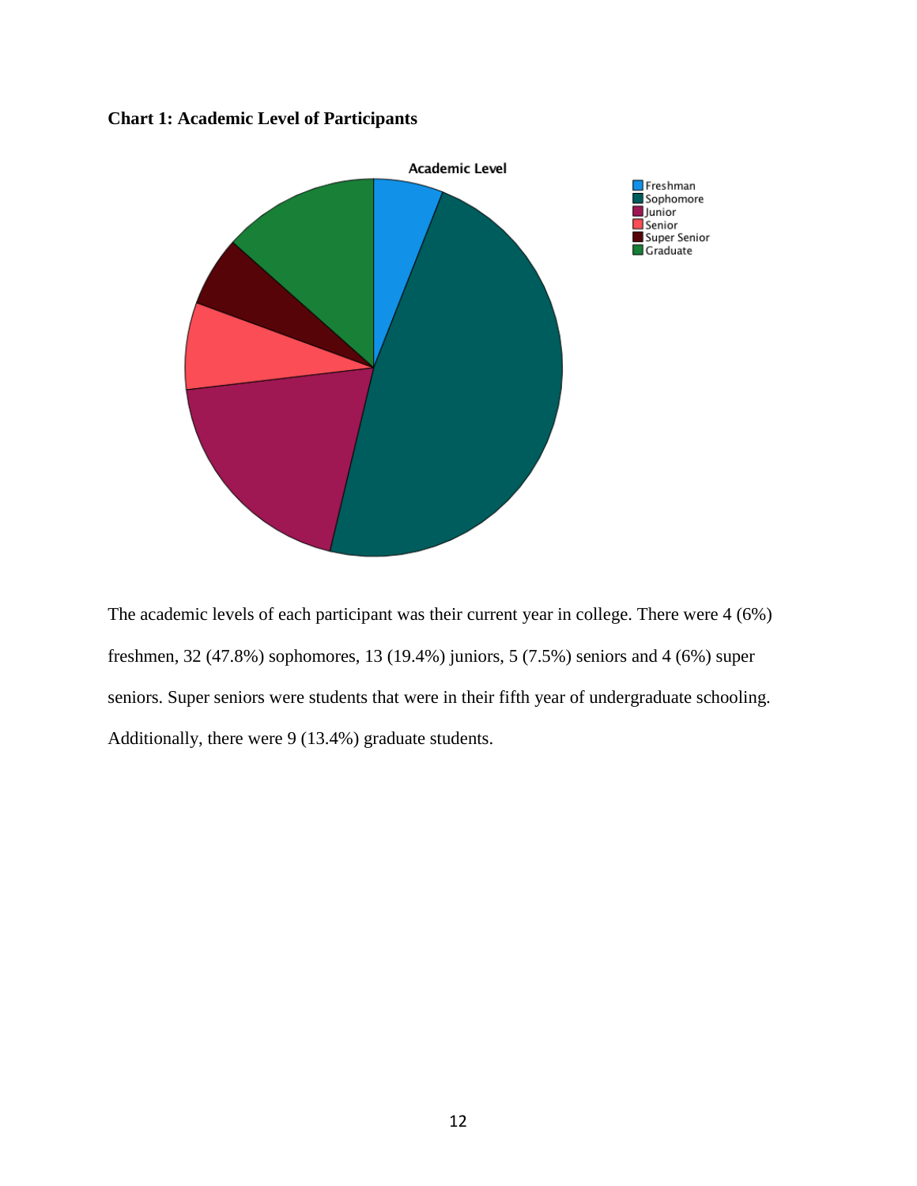**Chart 1: Academic Level of Participants**

The academic levels of each participant was their current year in college. There were 4 (6%) freshmen, 32 (47.8%) sophomores, 13 (19.4%) juniors, 5 (7.5%) seniors and 4 (6%) super seniors. Super seniors were students that were in their fifth year of undergraduate schooling. Additionally, there were 9 (13.4%) graduate students.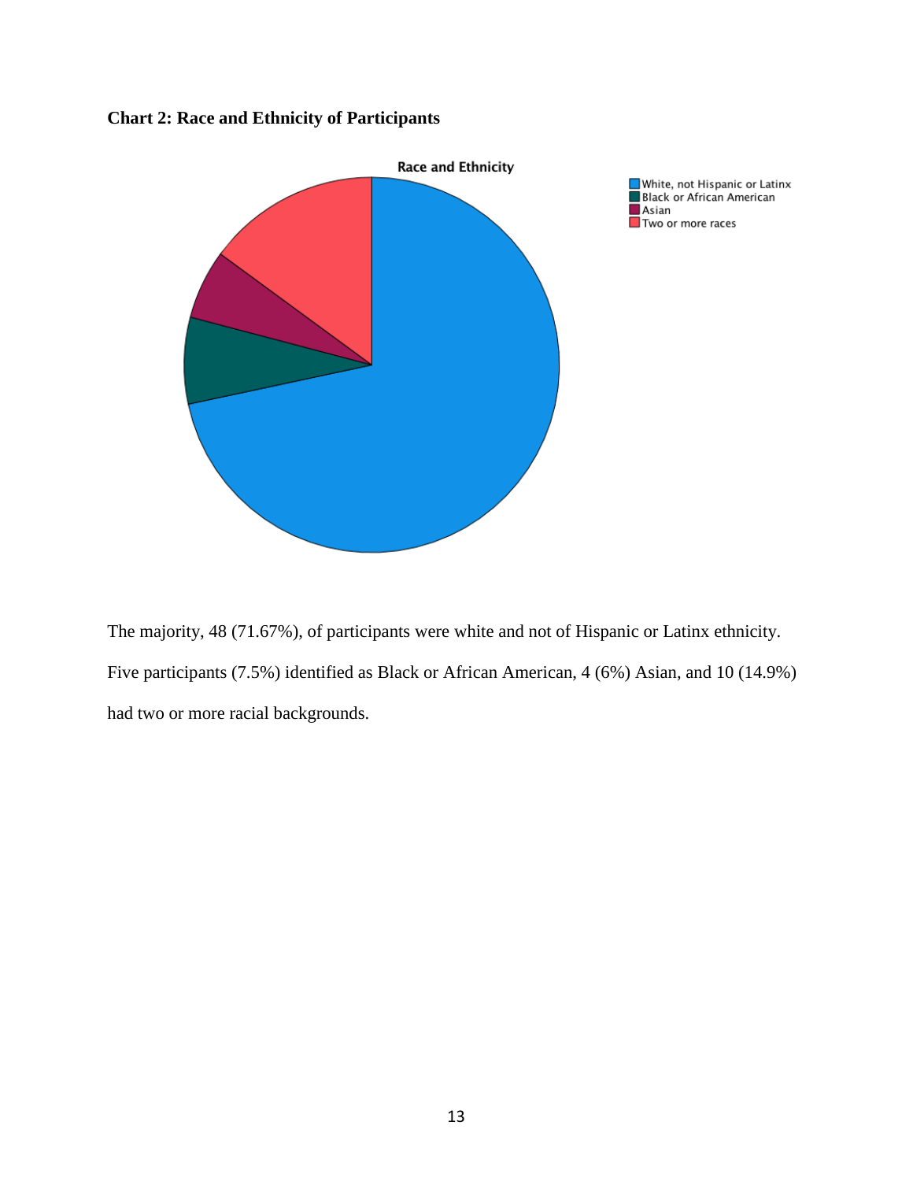**Chart 2: Race and Ethnicity of Participants**

The majority, 48 (71.67%), of participants were white and not of Hispanic or Latinx ethnicity. Five participants (7.5%) identified as Black or African American, 4 (6%) Asian, and 10 (14.9%) had two or more racial backgrounds.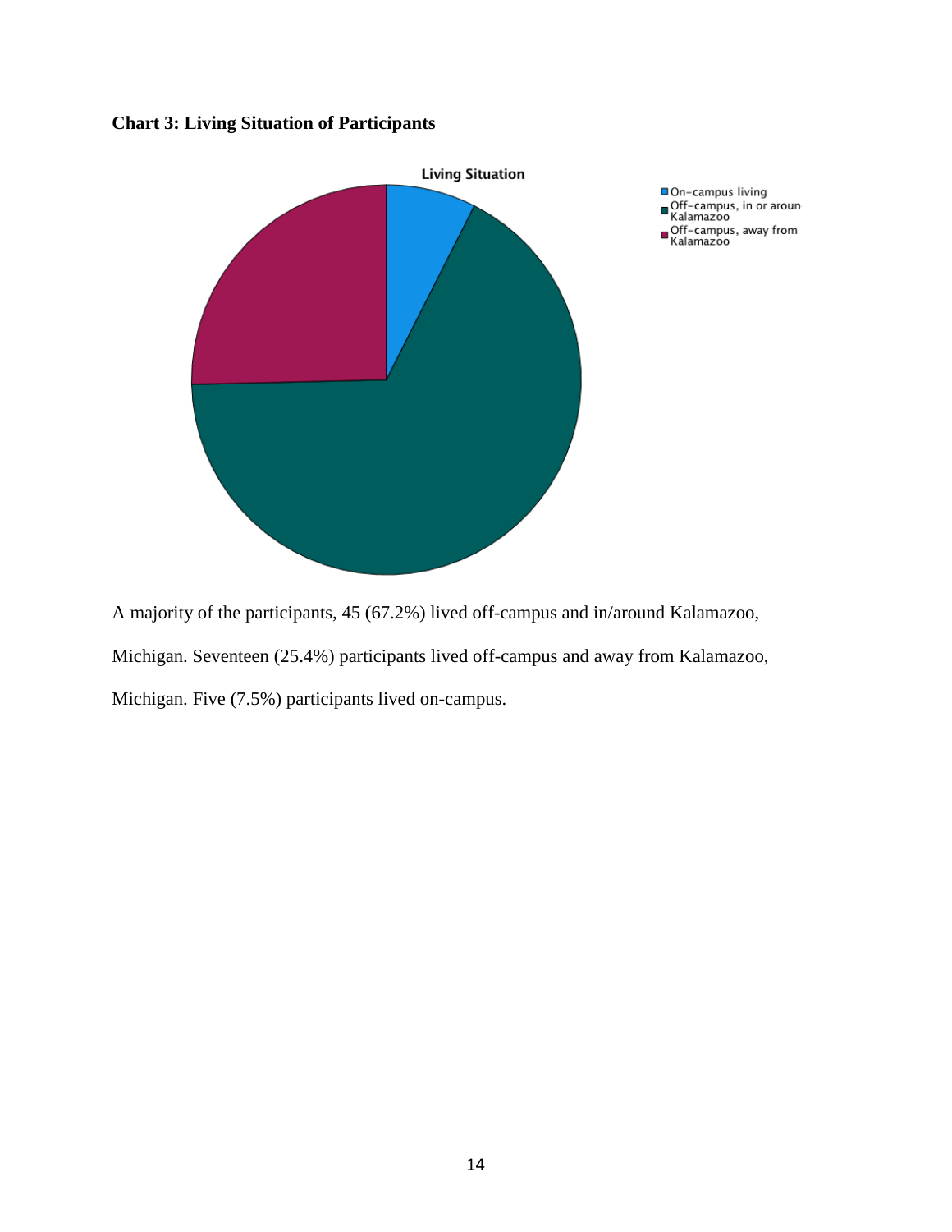**Chart 3: Living Situation of Participants**

A majority of the participants, 45 (67.2%) lived off-campus and in/around Kalamazoo, Michigan. Seventeen (25.4%) participants lived off-campus and away from Kalamazoo, Michigan. Five (7.5%) participants lived on-campus.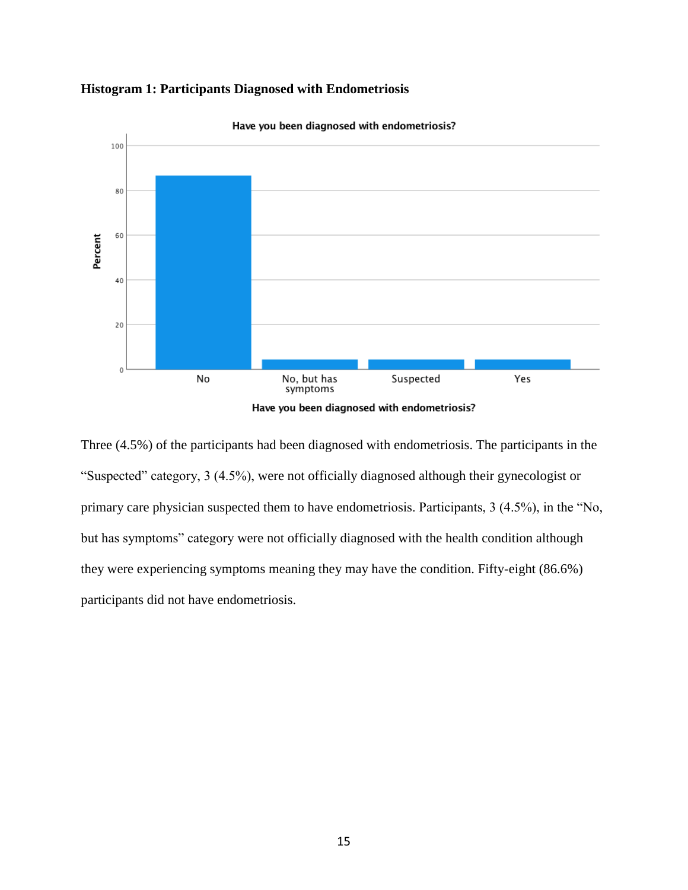**Histogram 1: Participants Diagnosed with Endometriosis**

Three (4.5%) of the participants had been diagnosed with endometriosis. The participants in the "Suspected" category, 3 (4.5%), were not officially diagnosed although their gynecologist or primary care physician suspected them to have endometriosis. Participants, 3 (4.5%), in the "No, but has symptoms" category were not officially diagnosed with the health condition although they were experiencing symptoms meaning they may have the condition. Fifty-eight (86.6%) participants did not have endometriosis.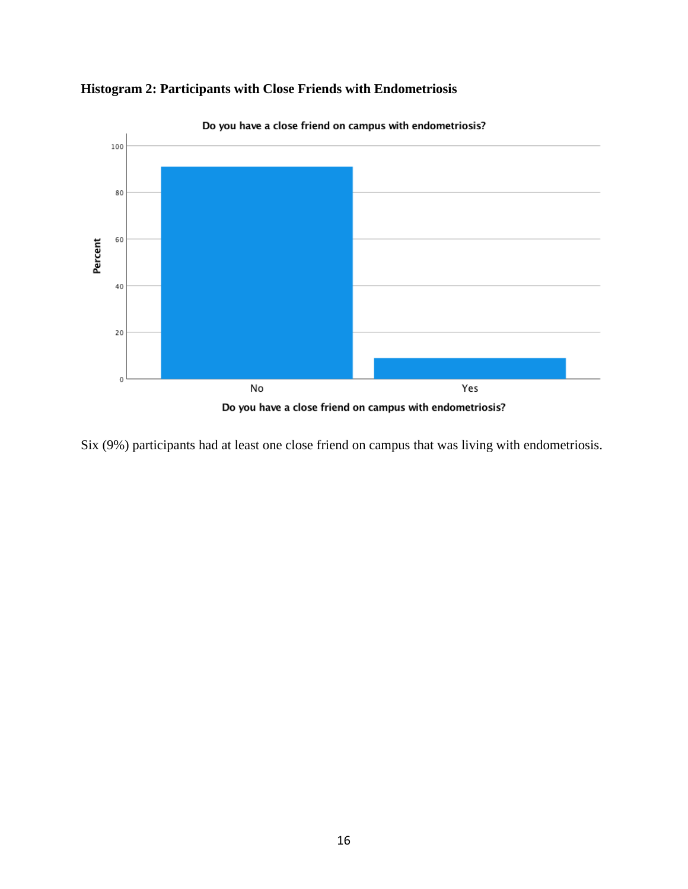**Histogram 2: Participants with Close Friends with Endometriosis**

Six (9%) participants had at least one close friend on campus that was living with endometriosis.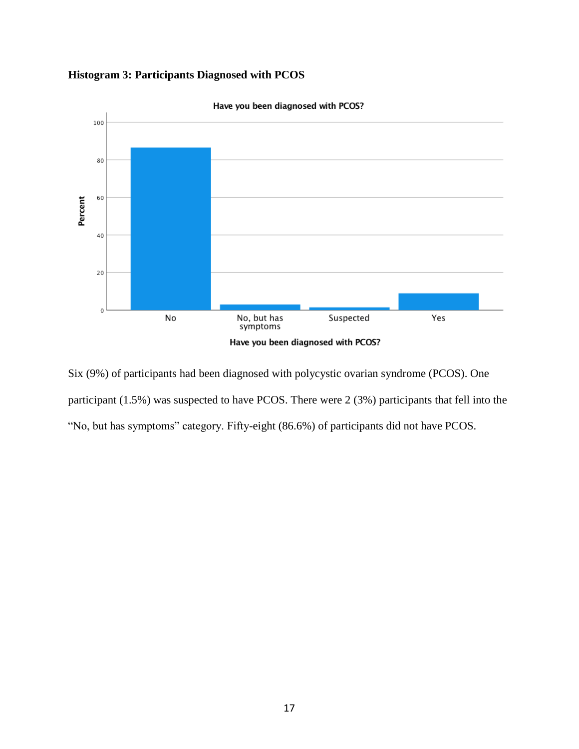**Histogram 3: Participants Diagnosed with PCOS**

Six (9%) of participants had been diagnosed with polycystic ovarian syndrome (PCOS). One participant (1.5%) was suspected to have PCOS. There were 2 (3%) participants that fell into the "No, but has symptoms" category. Fifty-eight (86.6%) of participants did not have PCOS.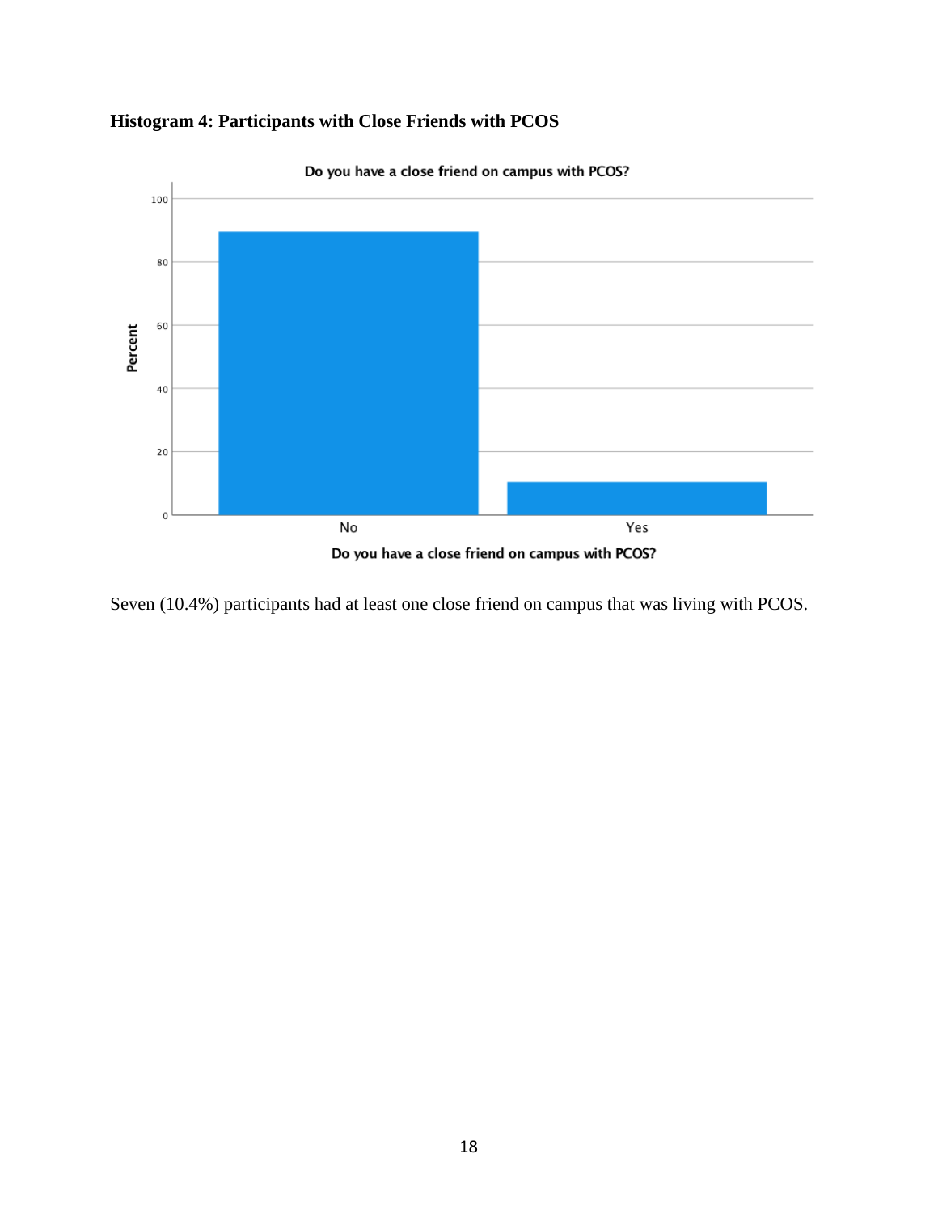**Histogram 4: Participants with Close Friends with PCOS**

Seven (10.4%) participants had at least one close friend on campus that was living with PCOS.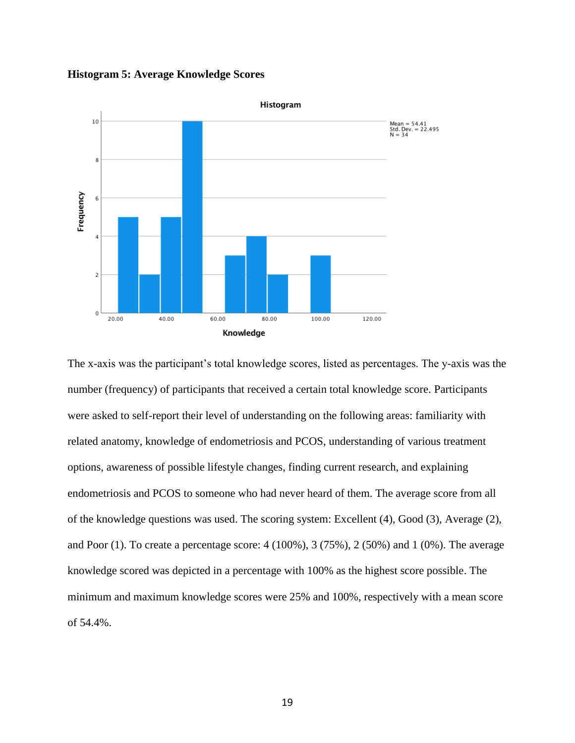**Histogram 5: Average Knowledge Scores**

The x-axis was the participant's total knowledge scores, listed as percentages. The y-axis was the number (frequency) of participants that received a certain total knowledge score. Participants were asked to self-report their level of understanding on the following areas: familiarity with related anatomy, knowledge of endometriosis and PCOS, understanding of various treatment options, awareness of possible lifestyle changes, finding current research, and explaining endometriosis and PCOS to someone who had never heard of them. The average score from all of the knowledge questions was used. The scoring system: Excellent (4), Good (3), Average (2), and Poor (1). To create a percentage score: 4 (100%), 3 (75%), 2 (50%) and 1 (0%). The average knowledge scored was depicted in a percentage with 100% as the highest score possible. The minimum and maximum knowledge scores were 25% and 100%, respectively with a mean score of 54.4%.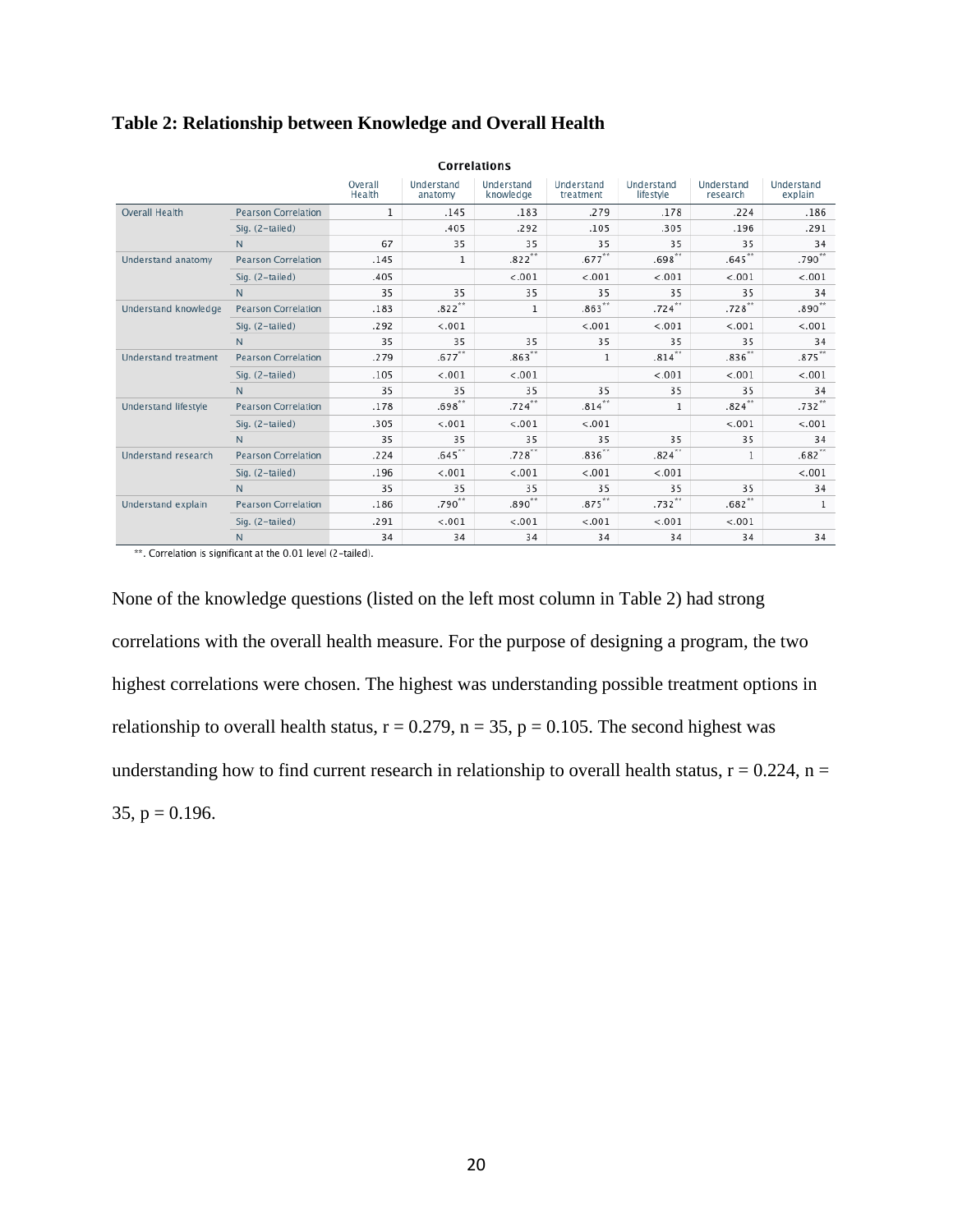**Table 2: Relationship between Knowledge and Overall Health**

| Correlations | | Overall Health | Understand anatomy | Understand knowledge | Understand treatment | Understand lifestyle | Understand research | Understand explain |
|---|---|---|---|---|---|---|---|---|
| Overall Health | Pearson Correlation | 1 | .145 | .183 | .279 | .178 | .224 | .186 |
| | Sig. (2-tailed) | | .405 | .292 | .105 | .305 | .196 | .291 |
| | N | 67 | 35 | 35 | 35 | 35 | 35 | 34 |
| Understand anatomy | Pearson Correlation | .145 | 1 | .822** | .677** | .698** | .645** | .790** |
| | Sig. (2-tailed) | .405 | | <.001 | <.001 | <.001 | <.001 | <.001 |
| | N | 35 | 35 | 35 | 35 | 35 | 35 | 34 |
| Understand knowledge | Pearson Correlation | .183 | .822** | 1 | .863** | .724** | .728** | .890** |
| | Sig. (2-tailed) | .292 | <.001 | | <.001 | <.001 | <.001 | <.001 |
| | N | 35 | 35 | 35 | 35 | 35 | 35 | 34 |
| Understand treatment | Pearson Correlation | .279 | .677** | .863** | 1 | .814** | .836** | .875** |
| | Sig. (2-tailed) | .105 | <.001 | <.001 | | <.001 | <.001 | <.001 |
| | N | 35 | 35 | 35 | 35 | 35 | 35 | 34 |
| Understand lifestyle | Pearson Correlation | .178 | .698** | .724** | .814** | 1 | .824** | .732** |
| | Sig. (2-tailed) | .305 | <.001 | <.001 | <.001 | | <.001 | <.001 |
| | N | 35 | 35 | 35 | 35 | 35 | 35 | 34 |
| Understand research | Pearson Correlation | .224 | .645** | .728** | .836** | .824** | 1 | .682** |
| | Sig. (2-tailed) | .196 | <.001 | <.001 | <.001 | <.001 | | <.001 |
| | N | 35 | 35 | 35 | 35 | 35 | 35 | 34 |
| Understand explain | Pearson Correlation | .186 | .790** | .890** | .875** | .732** | .682** | 1 |
| | Sig. (2-tailed) | .291 | <.001 | <.001 | <.001 | <.001 | <.001 | |
| | N | 34 | 34 | 34 | 34 | 34 | 34 | 34 |

**. Correlation is significant at the 0.01 level (2-tailed).

None of the knowledge questions (listed on the left most column in Table 2) had strong correlations with the overall health measure. For the purpose of designing a program, the two highest correlations were chosen. The highest was understanding possible treatment options in relationship to overall health status, $r = 0.279$, $n = 35$, $p = 0.105$. The second highest was understanding how to find current research in relationship to overall health status, $r = 0.224$, $n = 35$, $p = 0.196$.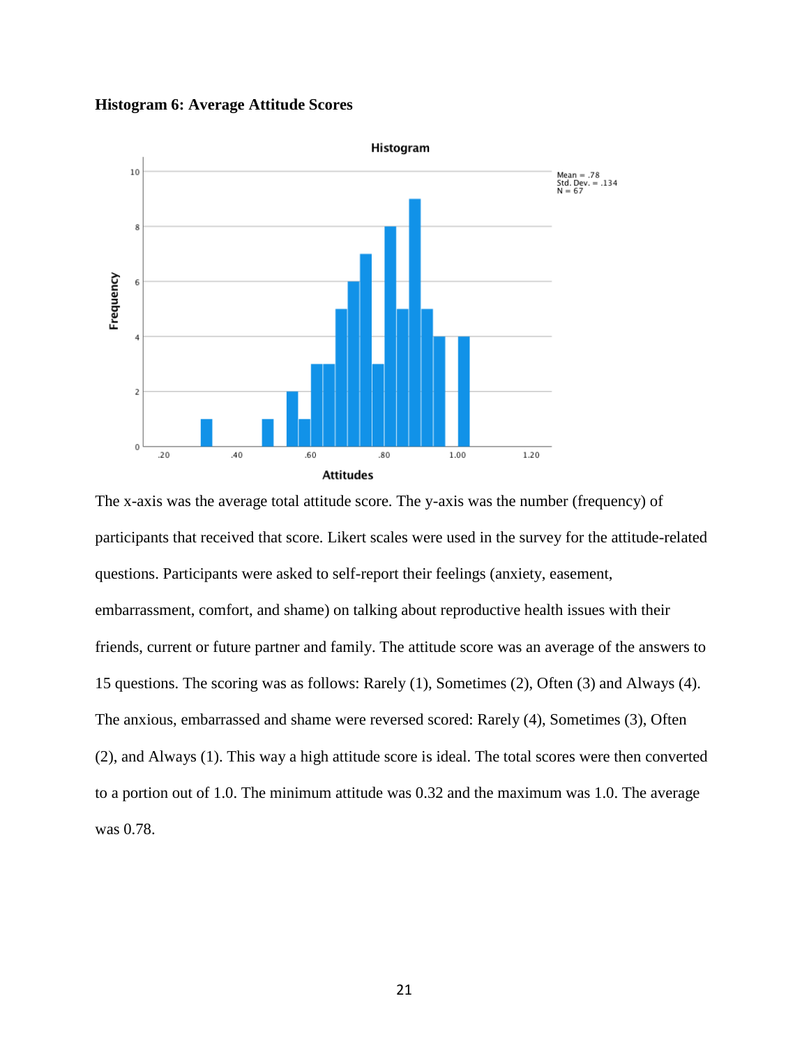**Histogram 6: Average Attitude Scores**

The x-axis was the average total attitude score. The y-axis was the number (frequency) of participants that received that score. Likert scales were used in the survey for the attitude-related questions. Participants were asked to self-report their feelings (anxiety, easement, embarrassment, comfort, and shame) on talking about reproductive health issues with their friends, current or future partner and family. The attitude score was an average of the answers to 15 questions. The scoring was as follows: Rarely (1), Sometimes (2), Often (3) and Always (4). The anxious, embarrassed and shame were reversed scored: Rarely (4), Sometimes (3), Often (2), and Always (1). This way a high attitude score is ideal. The total scores were then converted to a portion out of 1.0. The minimum attitude was 0.32 and the maximum was 1.0. The average was 0.78.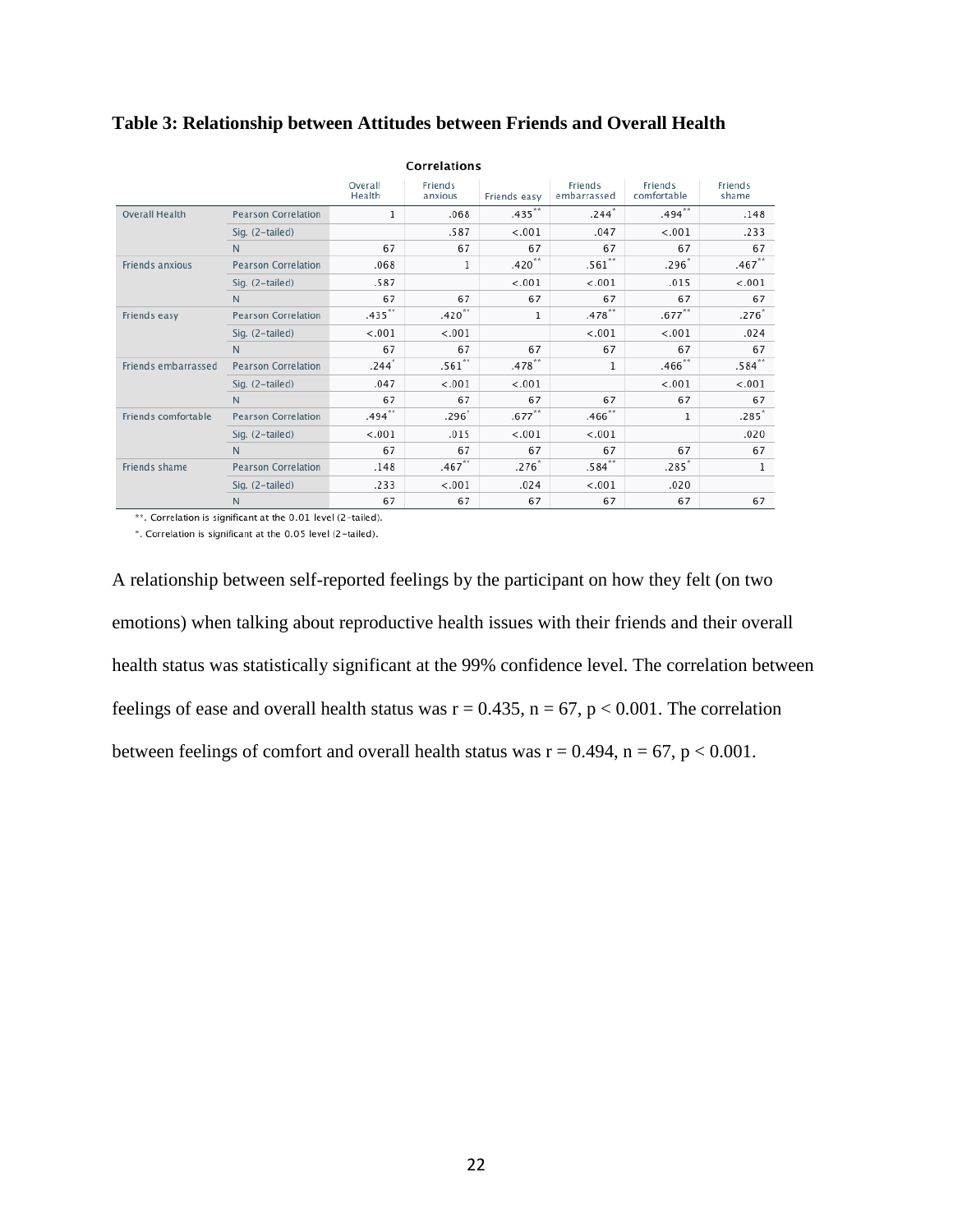**Table 3: Relationship between Attitudes between Friends and Overall Health**

**Correlations**

| | | Overall Health | Friends anxious | Friends easy | Friends embarrassed | Friends comfortable | Friends shame |
|---|---|---|---|---|---|---|---|
| Overall Health | Pearson Correlation | 1 | .068 | .435** | .244* | .494** | .148 |
| | Sig. (2-tailed) | | .587 | <.001 | .047 | <.001 | .233 |
| | N | 67 | 67 | 67 | 67 | 67 | 67 |
| Friends anxious | Pearson Correlation | .068 | 1 | .420** | .561** | .296* | .467** |
| | Sig. (2-tailed) | .587 | | <.001 | <.001 | .015 | <.001 |
| | N | 67 | 67 | 67 | 67 | 67 | 67 |
| Friends easy | Pearson Correlation | .435** | .420** | 1 | .478** | .677** | .276* |
| | Sig. (2-tailed) | <.001 | <.001 | | <.001 | <.001 | .024 |
| | N | 67 | 67 | 67 | 67 | 67 | 67 |
| Friends embarrassed | Pearson Correlation | .244* | .561** | .478** | 1 | .466** | .584** |
| | Sig. (2-tailed) | .047 | <.001 | <.001 | | <.001 | <.001 |
| | N | 67 | 67 | 67 | 67 | 67 | 67 |
| Friends comfortable | Pearson Correlation | .494** | .296* | .677** | .466** | 1 | .285* |
| | Sig. (2-tailed) | <.001 | .015 | <.001 | <.001 | | .020 |
| | N | 67 | 67 | 67 | 67 | 67 | 67 |
| Friends shame | Pearson Correlation | .148 | .467** | .276* | .584** | .285* | 1 |
| | Sig. (2-tailed) | .233 | <.001 | .024 | <.001 | .020 | |
| | N | 67 | 67 | 67 | 67 | 67 | 67 |

**. Correlation is significant at the 0.01 level (2-tailed).

*. Correlation is significant at the 0.05 level (2-tailed).

A relationship between self-reported feelings by the participant on how they felt (on two emotions) when talking about reproductive health issues with their friends and their overall health status was statistically significant at the 99% confidence level. The correlation between feelings of ease and overall health status was $r = 0.435$, $n = 67$, $p < 0.001$. The correlation between feelings of comfort and overall health status was $r = 0.494$, $n = 67$, $p < 0.001$.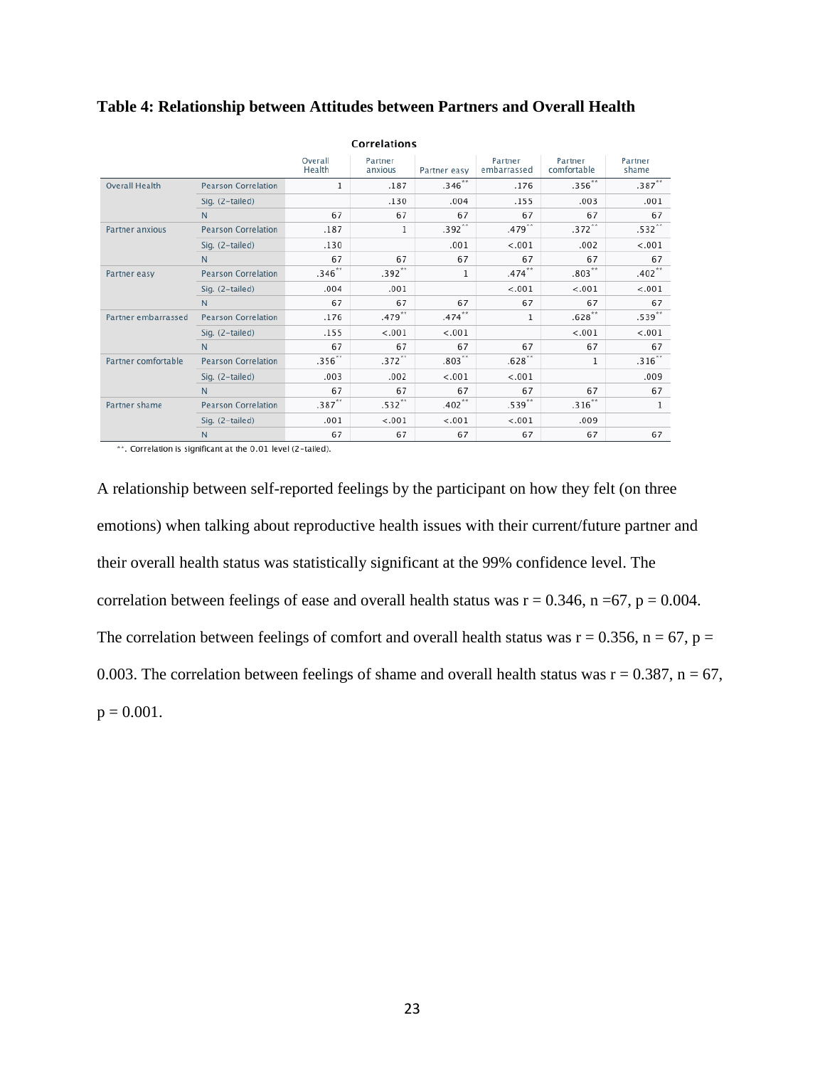**Table 4: Relationship between Attitudes between Partners and Overall Health**

**Correlations**

| | | Overall Health | Partner anxious | Partner easy | Partner embarrassed | Partner comfortable | Partner shame |
|---|---|---|---|---|---|---|---|
| Overall Health | Pearson Correlation | 1 | .187 | .346** | .176 | .356** | .387** |
| | Sig. (2-tailed) | | .130 | .004 | .155 | .003 | .001 |
| | N | 67 | 67 | 67 | 67 | 67 | 67 |
| Partner anxious | Pearson Correlation | .187 | 1 | .392** | .479** | .372** | .532** |
| | Sig. (2-tailed) | .130 | | .001 | <.001 | .002 | <.001 |
| | N | 67 | 67 | 67 | 67 | 67 | 67 |
| Partner easy | Pearson Correlation | .346** | .392** | 1 | .474** | .803** | .402** |
| | Sig. (2-tailed) | .004 | .001 | | <.001 | <.001 | <.001 |
| | N | 67 | 67 | 67 | 67 | 67 | 67 |
| Partner embarrassed | Pearson Correlation | .176 | .479** | .474** | 1 | .628** | .539** |
| | Sig. (2-tailed) | .155 | <.001 | <.001 | | <.001 | <.001 |
| | N | 67 | 67 | 67 | 67 | 67 | 67 |
| Partner comfortable | Pearson Correlation | .356** | .372** | .803** | .628** | 1 | .316** |
| | Sig. (2-tailed) | .003 | .002 | <.001 | <.001 | | .009 |
| | N | 67 | 67 | 67 | 67 | 67 | 67 |
| Partner shame | Pearson Correlation | .387** | .532** | .402** | .539** | .316** | 1 |
| | Sig. (2-tailed) | .001 | <.001 | <.001 | <.001 | .009 | |
| | N | 67 | 67 | 67 | 67 | 67 | 67 |

**. Correlation is significant at the 0.01 level (2-tailed).

A relationship between self-reported feelings by the participant on how they felt (on three emotions) when talking about reproductive health issues with their current/future partner and their overall health status was statistically significant at the 99% confidence level. The correlation between feelings of ease and overall health status was $r = 0.346$, $n = 67$, $p = 0.004$. The correlation between feelings of comfort and overall health status was $r = 0.356$, $n = 67$, $p = 0.003$. The correlation between feelings of shame and overall health status was $r = 0.387$, $n = 67$, $p = 0.001$.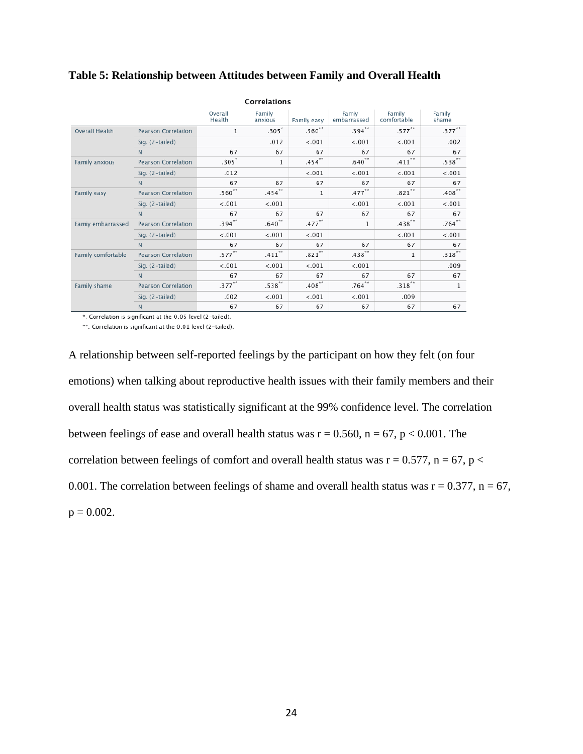**Table 5: Relationship between Attitudes between Family and Overall Health**

**Correlations**

| | | Overall Health | Family anxious | Family easy | Famiy embarrassed | Family comfortable | Family shame |
|---|---|---|---|---|---|---|---|
| Overall Health | Pearson Correlation | 1 | .305* | .560** | .394** | .577** | .377** |
| | Sig. (2-tailed) | | .012 | <.001 | <.001 | <.001 | .002 |
| | N | 67 | 67 | 67 | 67 | 67 | 67 |
| Family anxious | Pearson Correlation | .305* | 1 | .454** | .640** | .411** | .538** |
| | Sig. (2-tailed) | .012 | | <.001 | <.001 | <.001 | <.001 |
| | N | 67 | 67 | 67 | 67 | 67 | 67 |
| Family easy | Pearson Correlation | .560** | .454** | 1 | .477** | .821** | .408** |
| | Sig. (2-tailed) | <.001 | <.001 | | <.001 | <.001 | <.001 |
| | N | 67 | 67 | 67 | 67 | 67 | 67 |
| Famiy embarrassed | Pearson Correlation | .394** | .640** | .477** | 1 | .438** | .764** |
| | Sig. (2-tailed) | <.001 | <.001 | <.001 | | <.001 | <.001 |
| | N | 67 | 67 | 67 | 67 | 67 | 67 |
| Family comfortable | Pearson Correlation | .577** | .411** | .821** | .438** | 1 | .318** |
| | Sig. (2-tailed) | <.001 | <.001 | <.001 | <.001 | | .009 |
| | N | 67 | 67 | 67 | 67 | 67 | 67 |
| Family shame | Pearson Correlation | .377** | .538** | .408** | .764** | .318** | 1 |
| | Sig. (2-tailed) | .002 | <.001 | <.001 | <.001 | .009 | |
| | N | 67 | 67 | 67 | 67 | 67 | 67 |

*. Correlation is significant at the 0.05 level (2-tailed).

**. Correlation is significant at the 0.01 level (2-tailed).

A relationship between self-reported feelings by the participant on how they felt (on four emotions) when talking about reproductive health issues with their family members and their overall health status was statistically significant at the 99% confidence level. The correlation between feelings of ease and overall health status was $r = 0.560$, $n = 67$, $p < 0.001$. The correlation between feelings of comfort and overall health status was $r = 0.577$, $n = 67$, $p < 0.001$. The correlation between feelings of shame and overall health status was $r = 0.377$, $n = 67$, $p = 0.002$.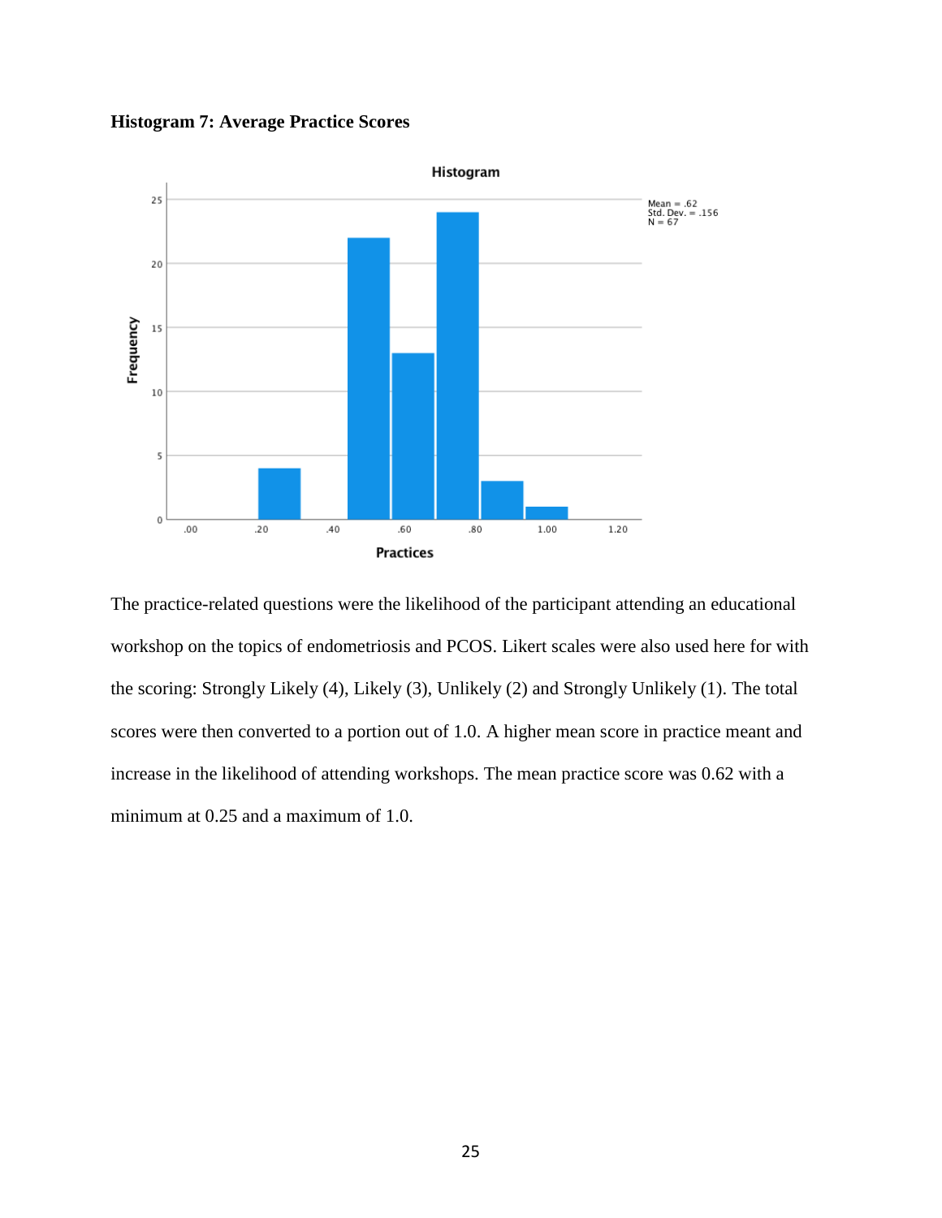**Histogram 7: Average Practice Scores**

The practice-related questions were the likelihood of the participant attending an educational workshop on the topics of endometriosis and PCOS. Likert scales were also used here for with the scoring: Strongly Likely (4), Likely (3), Unlikely (2) and Strongly Unlikely (1). The total scores were then converted to a portion out of 1.0. A higher mean score in practice meant and increase in the likelihood of attending workshops. The mean practice score was 0.62 with a minimum at 0.25 and a maximum of 1.0.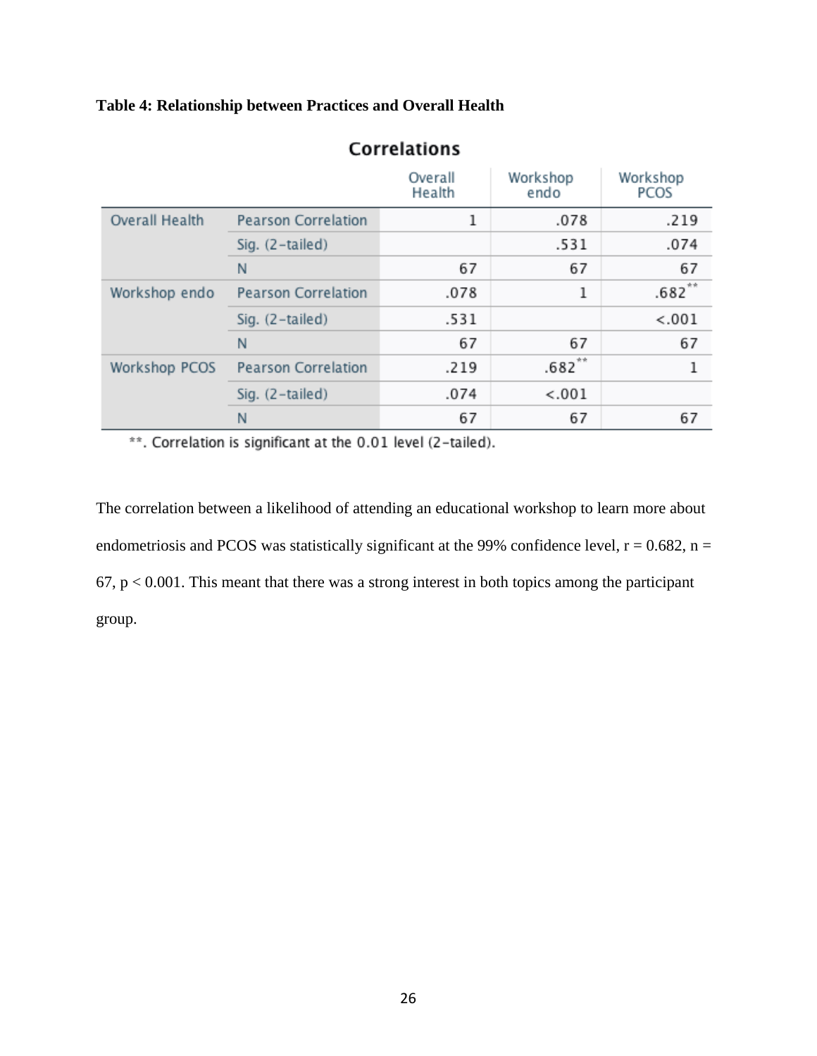**Table 4: Relationship between Practices and Overall Health**

**Correlations**

| | | Overall Health | Workshop endo | Workshop PCOS |
|---|---|---|---|---|
| Overall Health | Pearson Correlation | 1 | .078 | .219 |
| | Sig. (2-tailed) | | .531 | .074 |
| | N | 67 | 67 | 67 |
| Workshop endo | Pearson Correlation | .078 | 1 | .682** |
| | Sig. (2-tailed) | .531 | | <.001 |
| | N | 67 | 67 | 67 |
| Workshop PCOS | Pearson Correlation | .219 | .682** | 1 |
| | Sig. (2-tailed) | .074 | <.001 | |
| | N | 67 | 67 | 67 |

**. Correlation is significant at the 0.01 level (2-tailed).

The correlation between a likelihood of attending an educational workshop to learn more about endometriosis and PCOS was statistically significant at the 99% confidence level, $r = 0.682$, $n = 67$, $p < 0.001$. This meant that there was a strong interest in both topics among the participant group.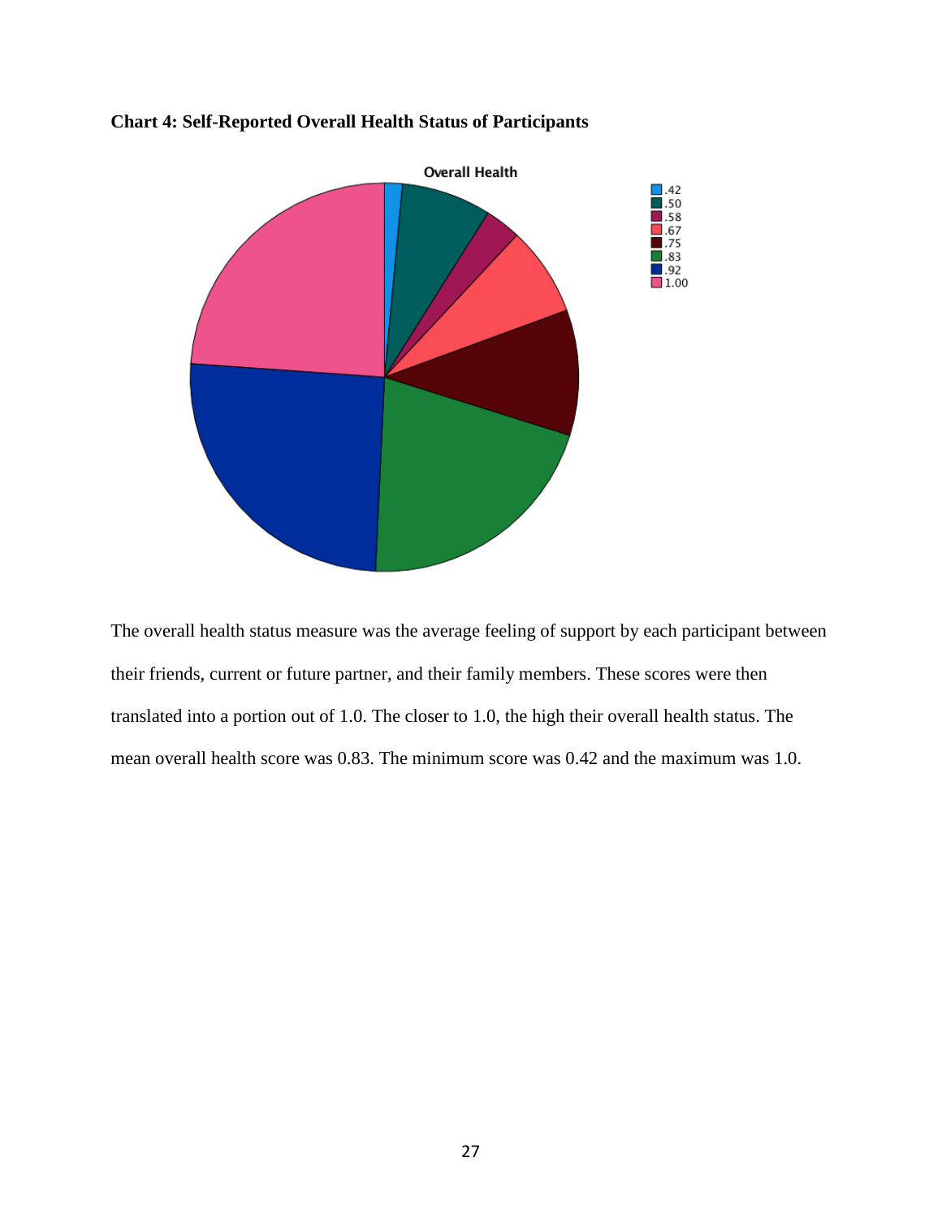**Chart 4: Self-Reported Overall Health Status of Participants**

The overall health status measure was the average feeling of support by each participant between their friends, current or future partner, and their family members. These scores were then translated into a portion out of 1.0. The closer to 1.0, the high their overall health status. The mean overall health score was 0.83. The minimum score was 0.42 and the maximum was 1.0.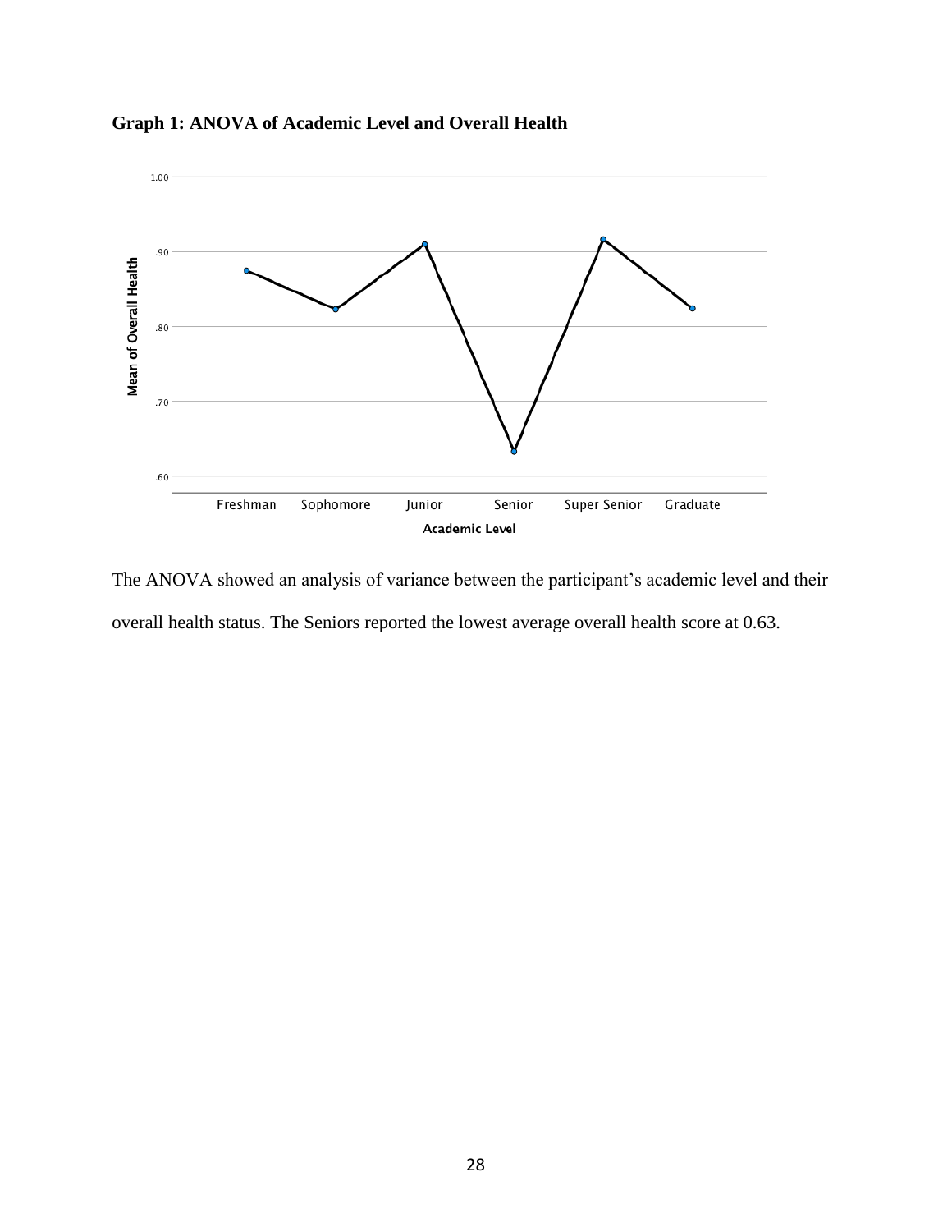**Graph 1: ANOVA of Academic Level and Overall Health**

The ANOVA showed an analysis of variance between the participant's academic level and their overall health status. The Seniors reported the lowest average overall health score at 0.63.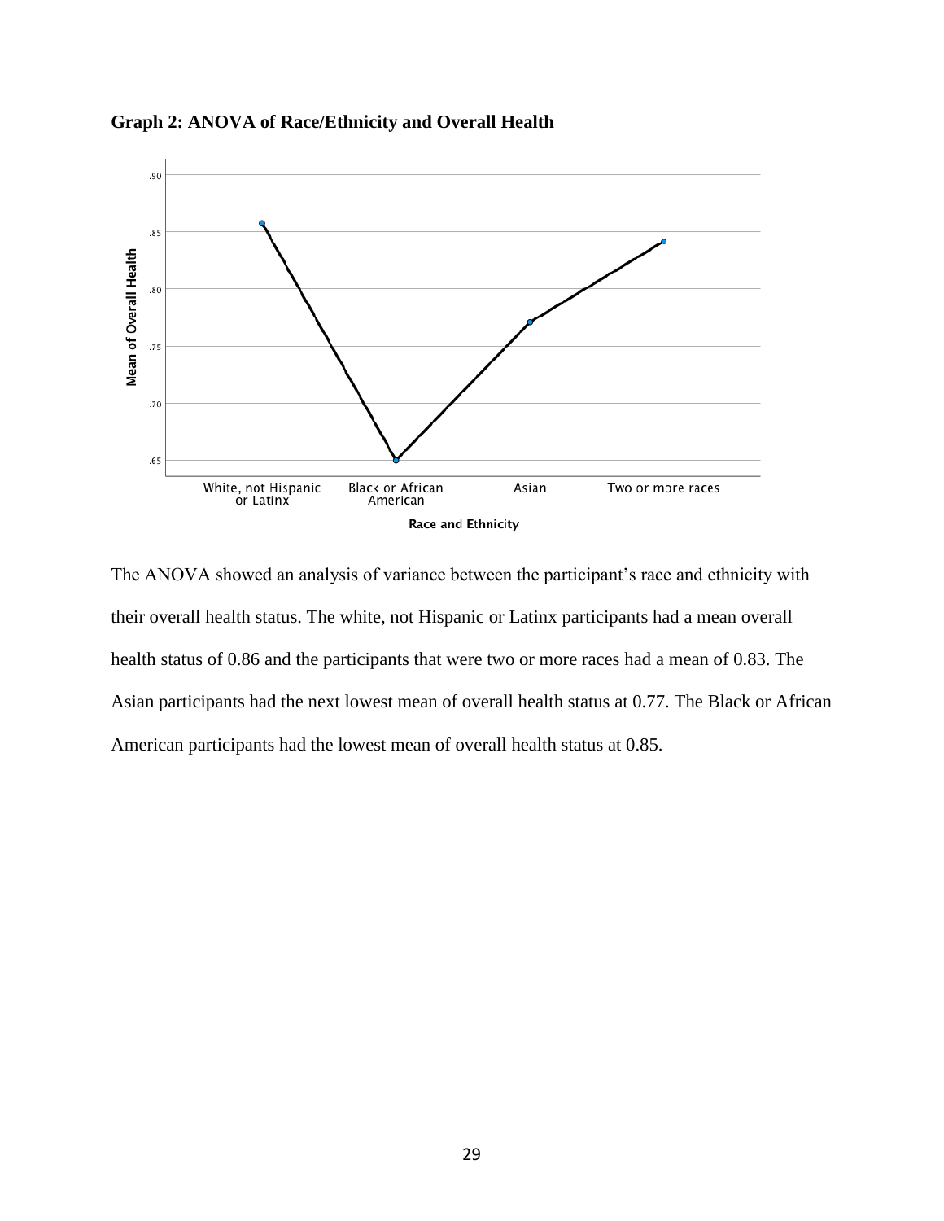**Graph 2: ANOVA of Race/Ethnicity and Overall Health**

The ANOVA showed an analysis of variance between the participant's race and ethnicity with their overall health status. The white, not Hispanic or Latinx participants had a mean overall health status of 0.86 and the participants that were two or more races had a mean of 0.83. The Asian participants had the next lowest mean of overall health status at 0.77. The Black or African American participants had the lowest mean of overall health status at 0.85.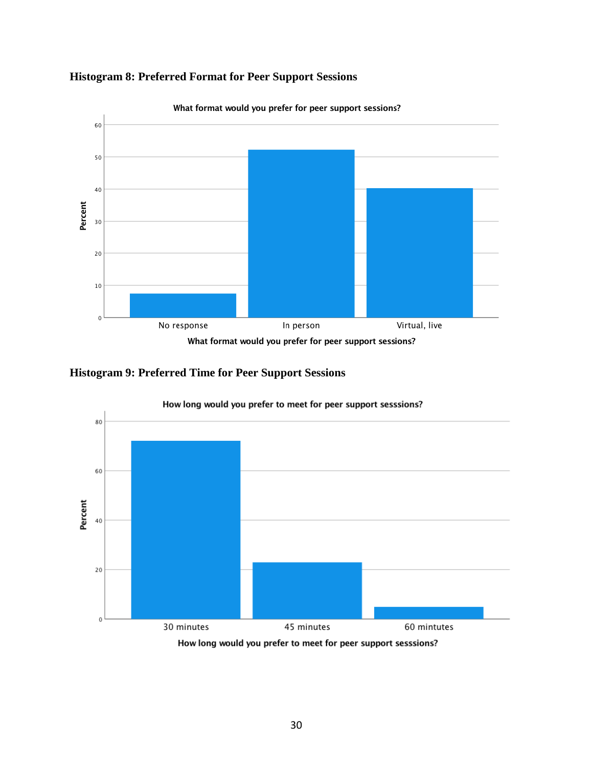**Histogram 8: Preferred Format for Peer Support Sessions**

What format would you prefer for peer support sessions?

Percent

60
50
40
30
20
10
0

No response In person Virtual, live

What format would you prefer for peer support sessions?

**Histogram 9: Preferred Time for Peer Support Sessions**

How long would you prefer to meet for peer support sesssions?

Percent

80
60
40
20
0

30 minutes 45 minutes 60 mintutes

How long would you prefer to meet for peer support sesssions?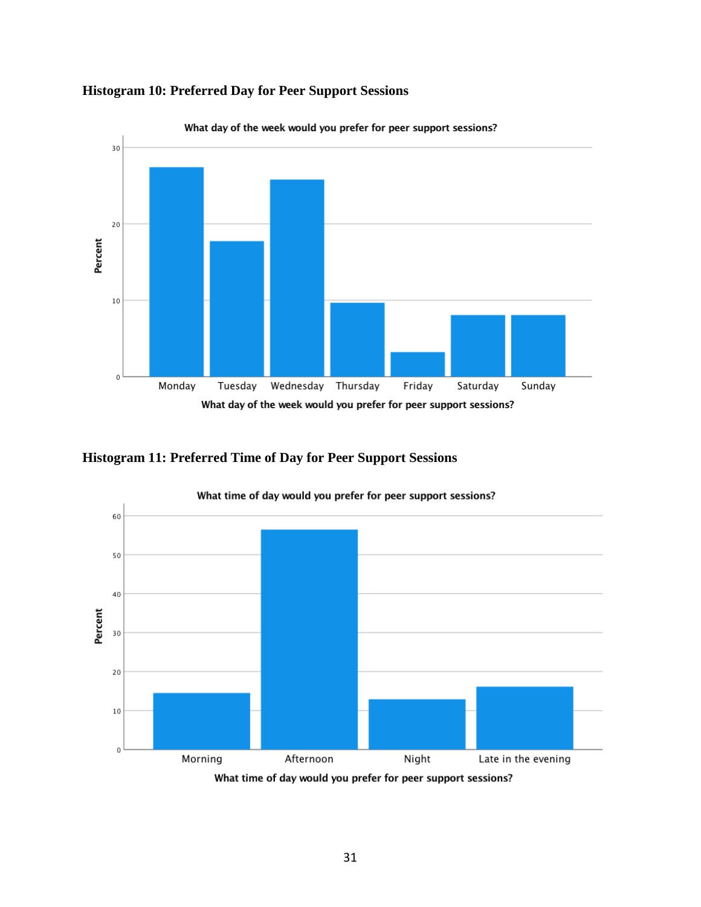**Histogram 10: Preferred Day for Peer Support Sessions**

**Histogram 11: Preferred Time of Day for Peer Support Sessions**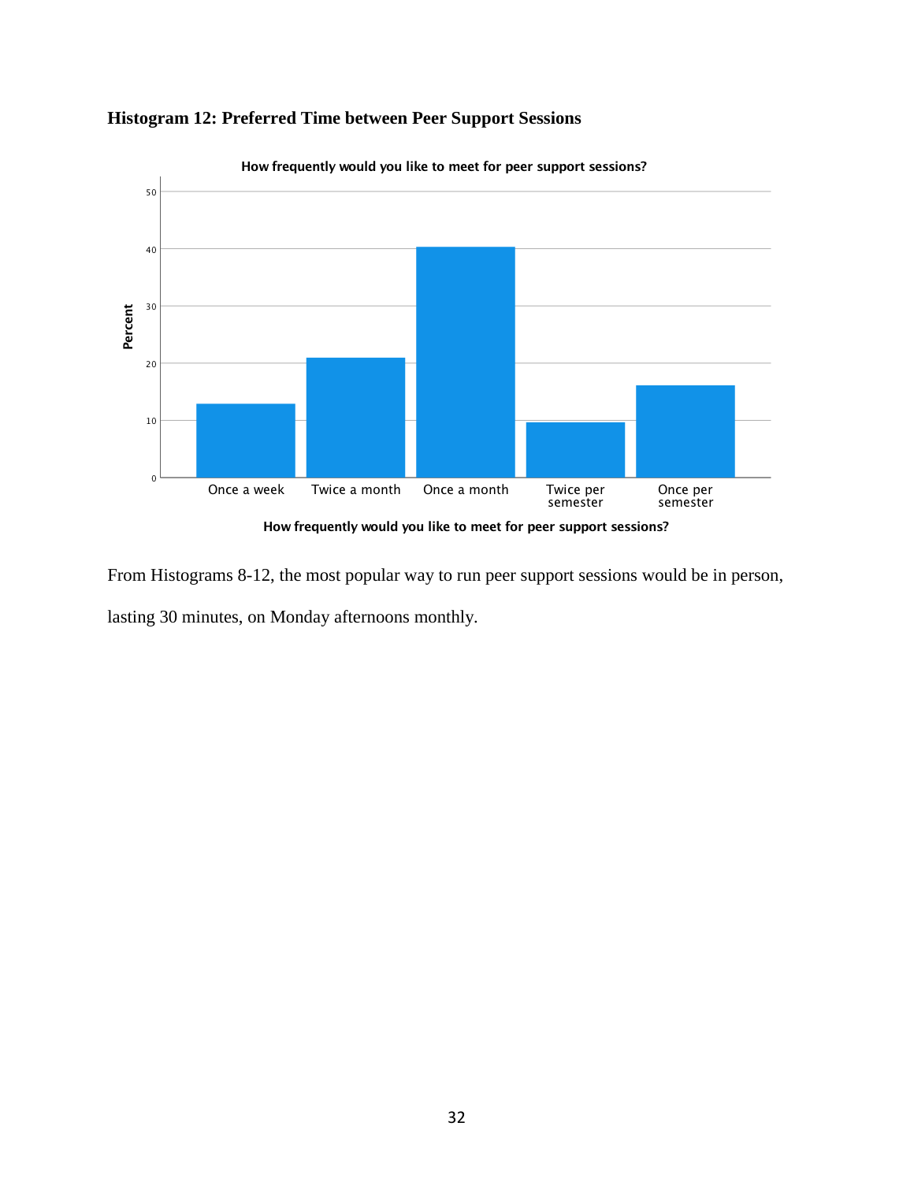**Histogram 12: Preferred Time between Peer Support Sessions**

From Histograms 8-12, the most popular way to run peer support sessions would be in person, lasting 30 minutes, on Monday afternoons monthly.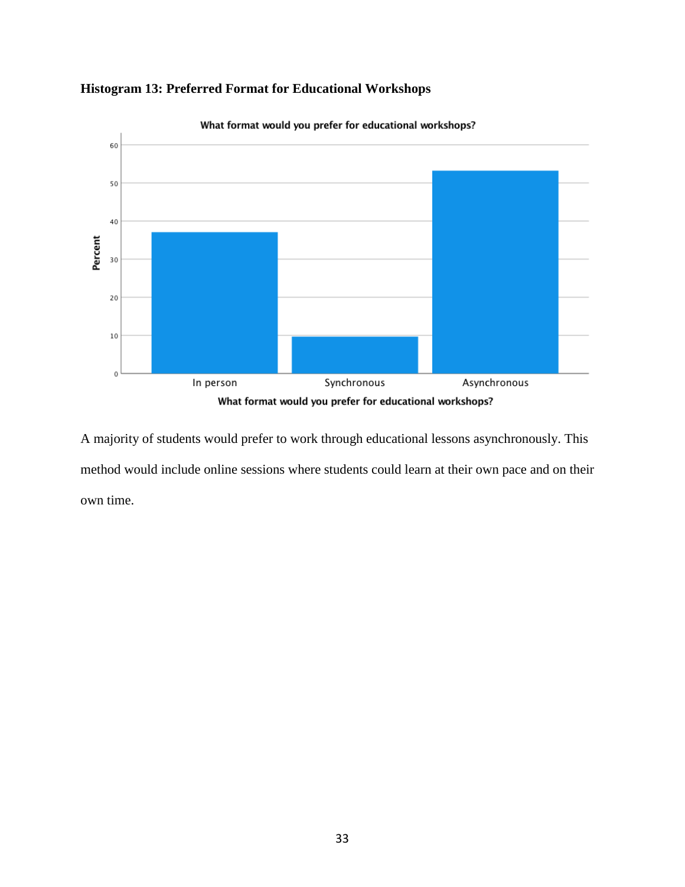**Histogram 13: Preferred Format for Educational Workshops**

A majority of students would prefer to work through educational lessons asynchronously. This method would include online sessions where students could learn at their own pace and on their own time.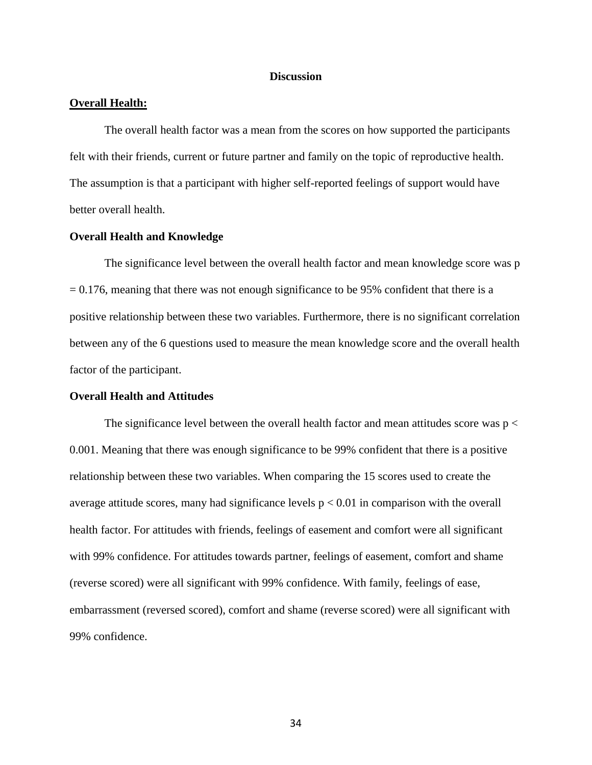# Discussion

## Overall Health:

The overall health factor was a mean from the scores on how supported the participants felt with their friends, current or future partner and family on the topic of reproductive health. The assumption is that a participant with higher self-reported feelings of support would have better overall health.

### Overall Health and Knowledge

The significance level between the overall health factor and mean knowledge score was $p = 0.176$, meaning that there was not enough significance to be 95% confident that there is a positive relationship between these two variables. Furthermore, there is no significant correlation between any of the 6 questions used to measure the mean knowledge score and the overall health factor of the participant.

### Overall Health and Attitudes

The significance level between the overall health factor and mean attitudes score was $p < 0.001$. Meaning that there was enough significance to be 99% confident that there is a positive relationship between these two variables. When comparing the 15 scores used to create the average attitude scores, many had significance levels $p < 0.01$ in comparison with the overall health factor. For attitudes with friends, feelings of easement and comfort were all significant with 99% confidence. For attitudes towards partner, feelings of easement, comfort and shame (reverse scored) were all significant with 99% confidence. With family, feelings of ease, embarrassment (reversed scored), comfort and shame (reverse scored) were all significant with 99% confidence.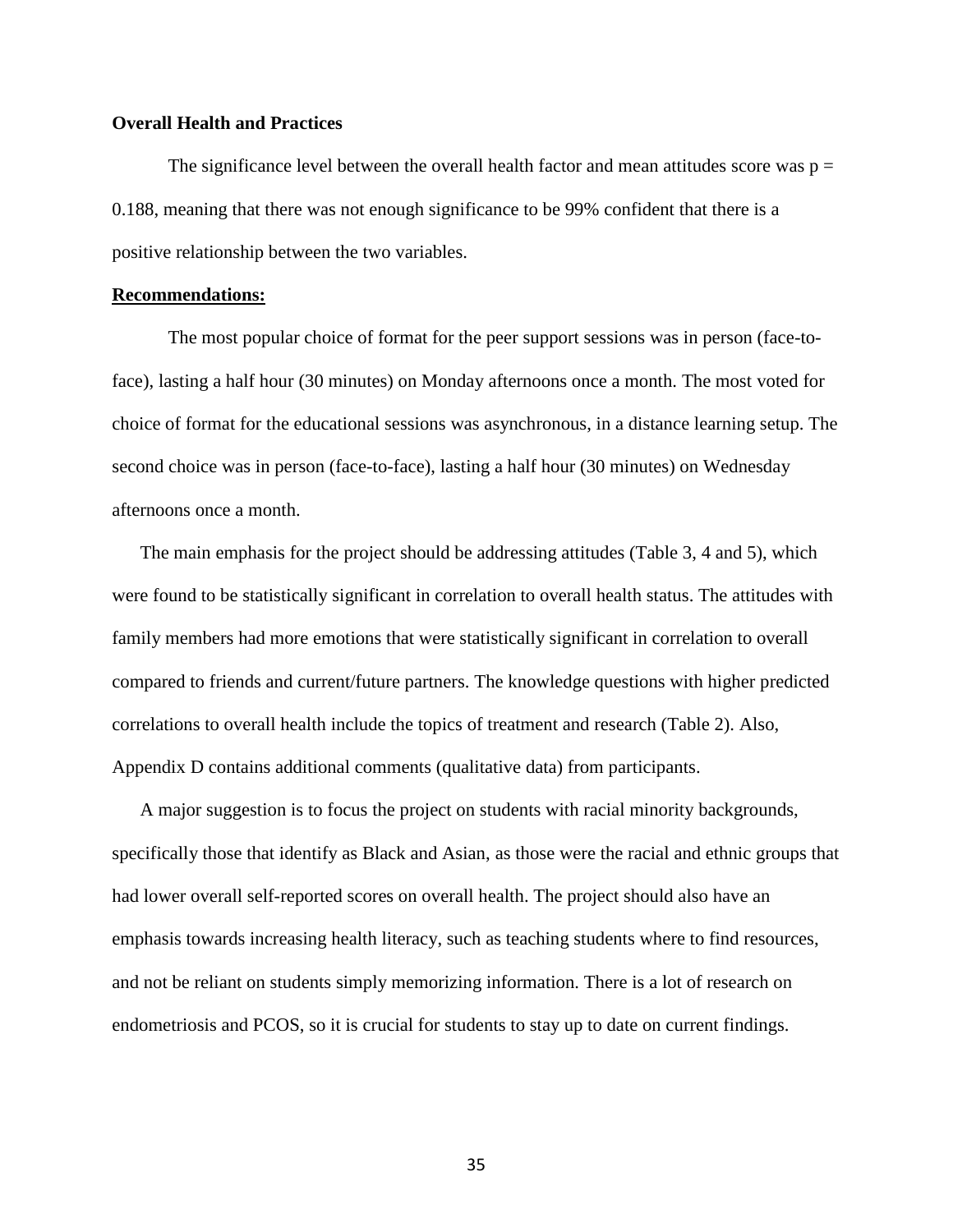**Overall Health and Practices**

The significance level between the overall health factor and mean attitudes score was $p = 0.188$, meaning that there was not enough significance to be 99% confident that there is a positive relationship between the two variables.

**Recommendations:**

The most popular choice of format for the peer support sessions was in person (face-to-face), lasting a half hour (30 minutes) on Monday afternoons once a month. The most voted for choice of format for the educational sessions was asynchronous, in a distance learning setup. The second choice was in person (face-to-face), lasting a half hour (30 minutes) on Wednesday afternoons once a month.

The main emphasis for the project should be addressing attitudes (Table 3, 4 and 5), which were found to be statistically significant in correlation to overall health status. The attitudes with family members had more emotions that were statistically significant in correlation to overall compared to friends and current/future partners. The knowledge questions with higher predicted correlations to overall health include the topics of treatment and research (Table 2). Also, Appendix D contains additional comments (qualitative data) from participants.

A major suggestion is to focus the project on students with racial minority backgrounds, specifically those that identify as Black and Asian, as those were the racial and ethnic groups that had lower overall self-reported scores on overall health. The project should also have an emphasis towards increasing health literacy, such as teaching students where to find resources, and not be reliant on students simply memorizing information. There is a lot of research on endometriosis and PCOS, so it is crucial for students to stay up to date on current findings.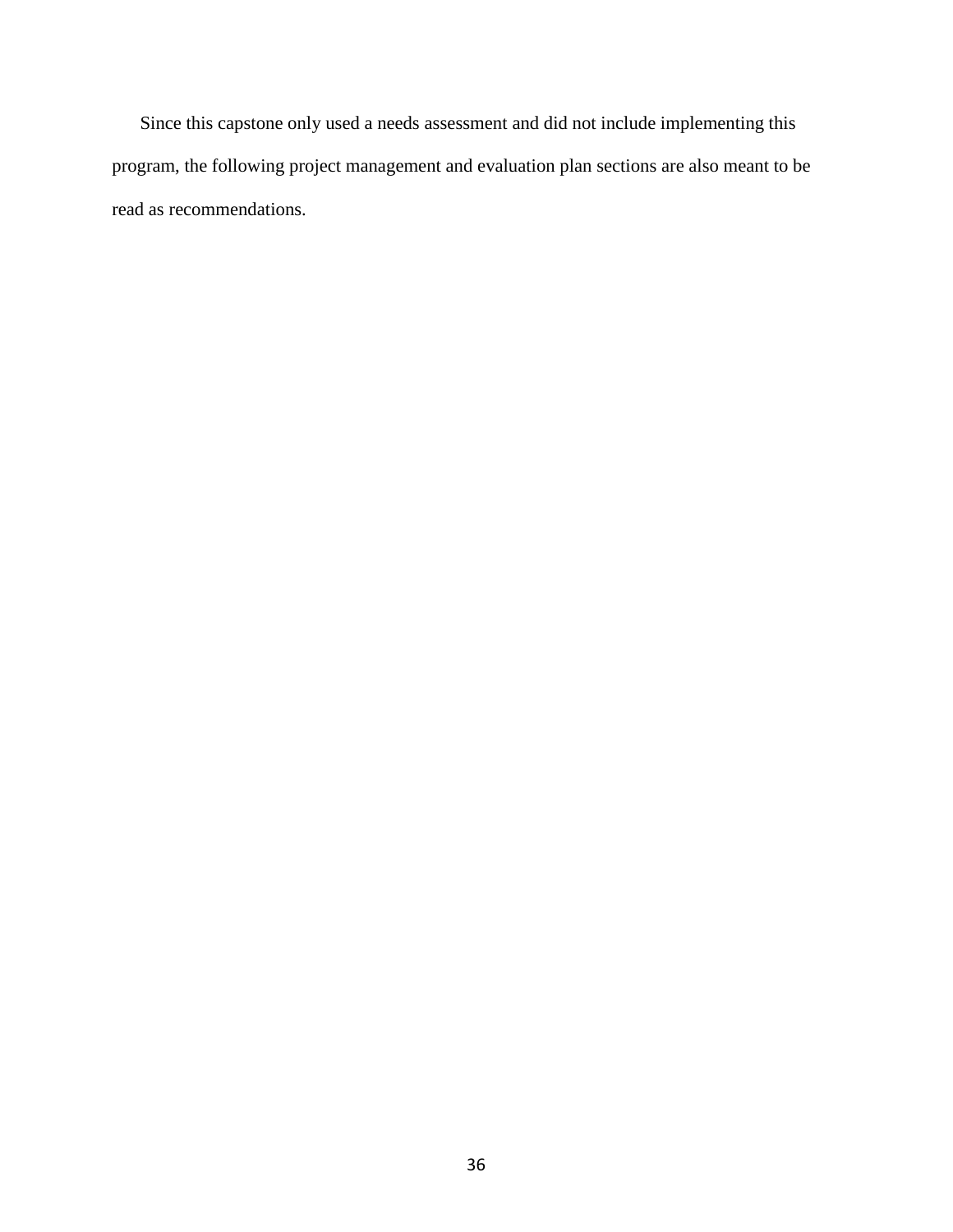Since this capstone only used a needs assessment and did not include implementing this program, the following project management and evaluation plan sections are also meant to be read as recommendations.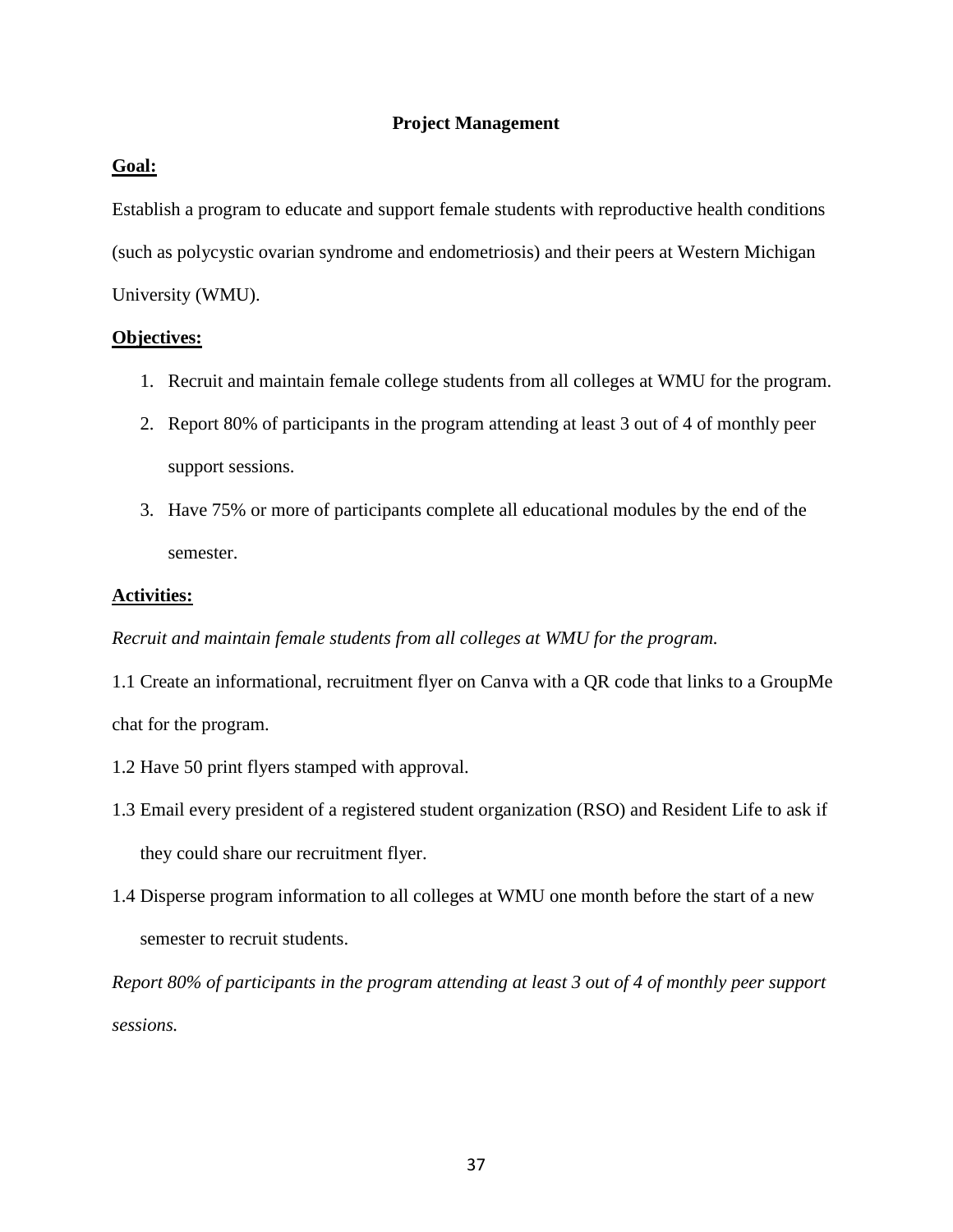## Project Management

**Goal:**

Establish a program to educate and support female students with reproductive health conditions (such as polycystic ovarian syndrome and endometriosis) and their peers at Western Michigan University (WMU).

**Objectives:**

1. Recruit and maintain female college students from all colleges at WMU for the program.
2. Report 80% of participants in the program attending at least 3 out of 4 of monthly peer support sessions.
3. Have 75% or more of participants complete all educational modules by the end of the semester.

**Activities:**

*Recruit and maintain female students from all colleges at WMU for the program.*

1.1 Create an informational, recruitment flyer on Canva with a QR code that links to a GroupMe chat for the program.

1.2 Have 50 print flyers stamped with approval.

1.3 Email every president of a registered student organization (RSO) and Resident Life to ask if they could share our recruitment flyer.

1.4 Disperse program information to all colleges at WMU one month before the start of a new semester to recruit students.

*Report 80% of participants in the program attending at least 3 out of 4 of monthly peer support sessions.*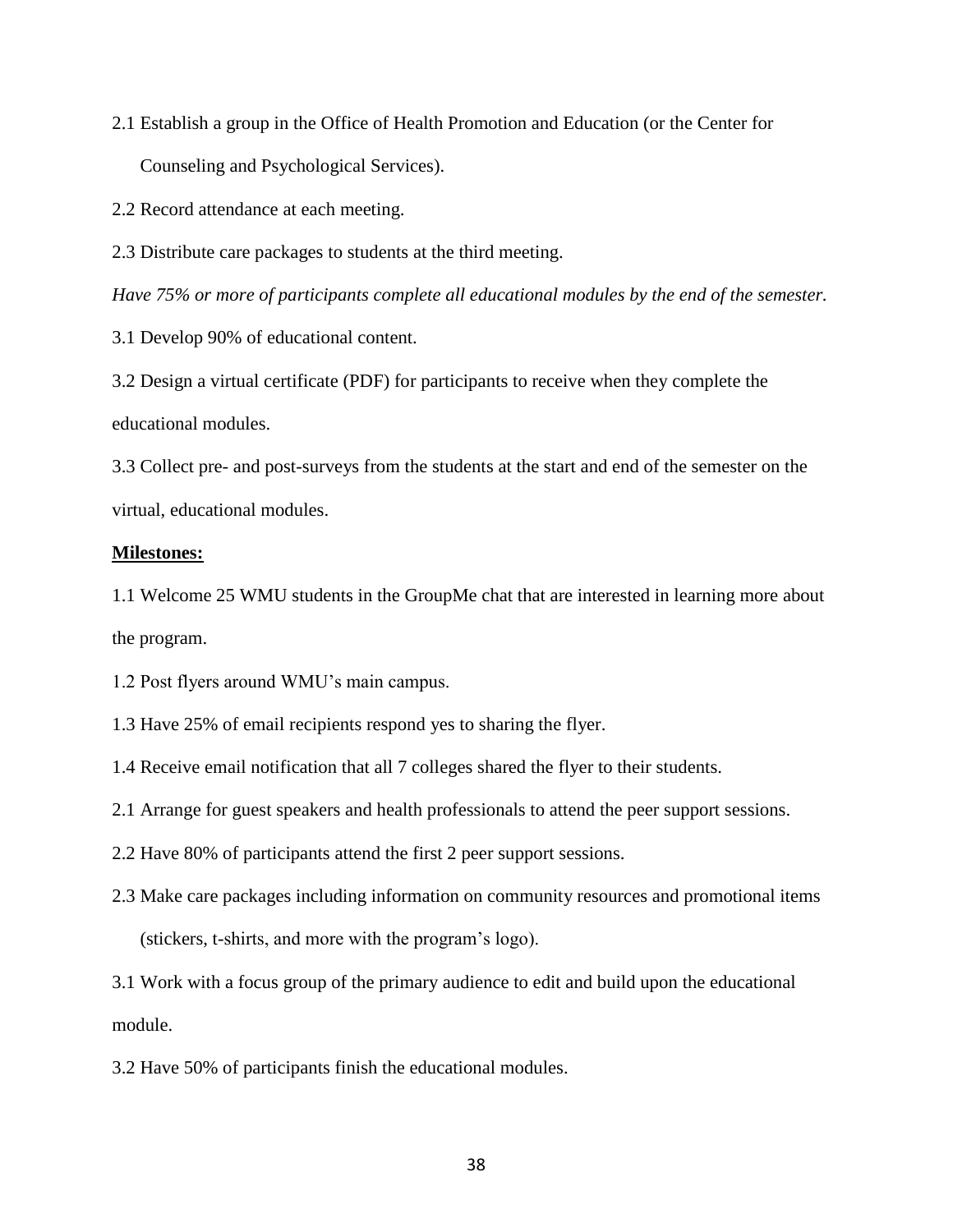2.1 Establish a group in the Office of Health Promotion and Education (or the Center for Counseling and Psychological Services).

2.2 Record attendance at each meeting.

2.3 Distribute care packages to students at the third meeting.

*Have 75% or more of participants complete all educational modules by the end of the semester.*

3.1 Develop 90% of educational content.

3.2 Design a virtual certificate (PDF) for participants to receive when they complete the educational modules.

3.3 Collect pre- and post-surveys from the students at the start and end of the semester on the virtual, educational modules.

**Milestones:**

1.1 Welcome 25 WMU students in the GroupMe chat that are interested in learning more about the program.

1.2 Post flyers around WMU's main campus.

1.3 Have 25% of email recipients respond yes to sharing the flyer.

1.4 Receive email notification that all 7 colleges shared the flyer to their students.

2.1 Arrange for guest speakers and health professionals to attend the peer support sessions.

2.2 Have 80% of participants attend the first 2 peer support sessions.

2.3 Make care packages including information on community resources and promotional items (stickers, t-shirts, and more with the program's logo).

3.1 Work with a focus group of the primary audience to edit and build upon the educational module.

3.2 Have 50% of participants finish the educational modules.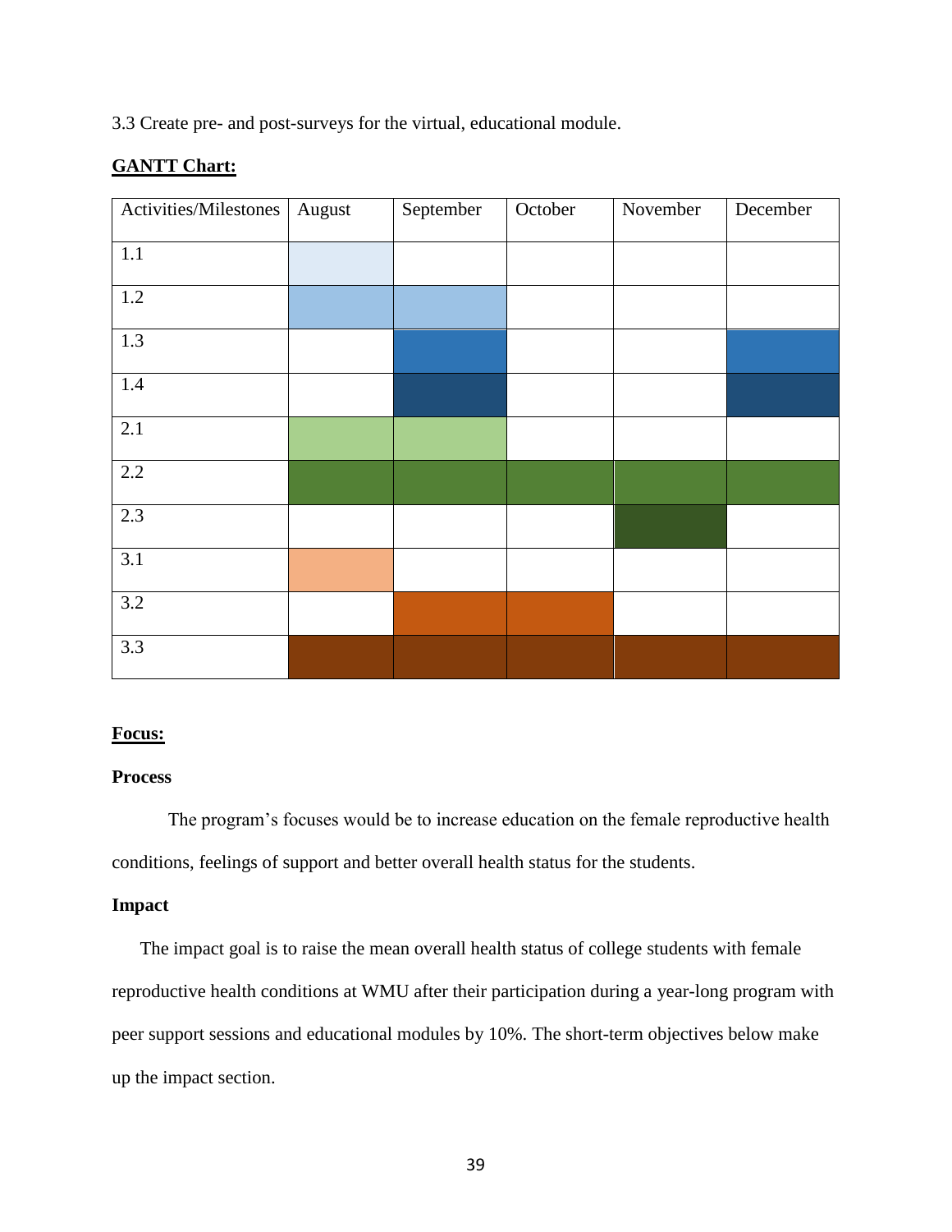3.3 Create pre- and post-surveys for the virtual, educational module.

**GANTT Chart:**

| Activities/Milestones | August | September | October | November | December |
|---|---|---|---|---|---|
| 1.1 | ■ | | | | |
| 1.2 | ■ | ■ | | | |
| 1.3 | | ■ | | | ■ |
| 1.4 | | ■ | | | ■ |
| 2.1 | ■ | ■ | | | |
| 2.2 | ■ | ■ | ■ | ■ | ■ |
| 2.3 | | | | ■ | |
| 3.1 | ■ | | | | |
| 3.2 | | ■ | ■ | | |
| 3.3 | ■ | ■ | ■ | ■ | ■ |

**Focus:**

**Process**

The program's focuses would be to increase education on the female reproductive health conditions, feelings of support and better overall health status for the students.

**Impact**

The impact goal is to raise the mean overall health status of college students with female reproductive health conditions at WMU after their participation during a year-long program with peer support sessions and educational modules by 10%. The short-term objectives below make up the impact section.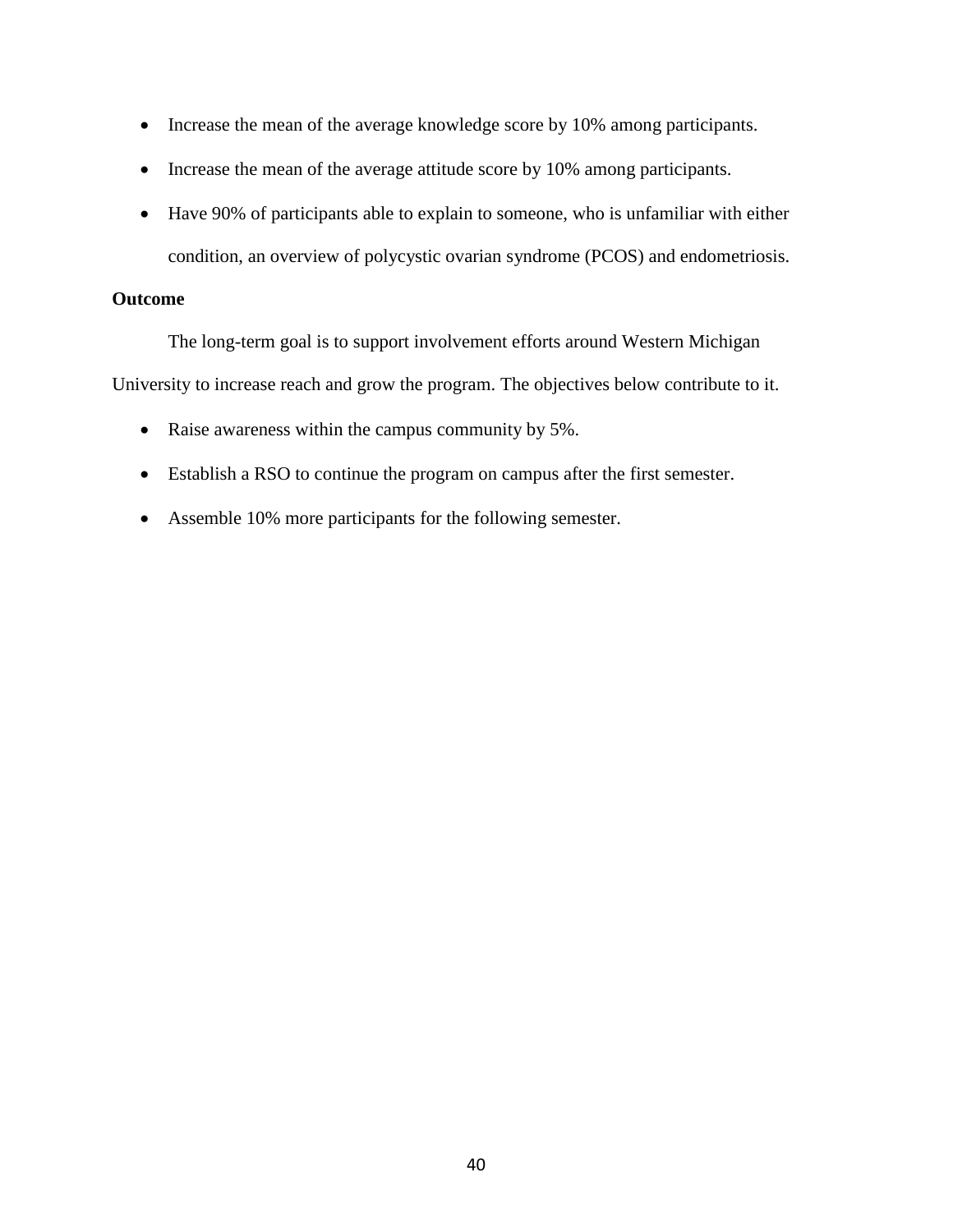- Increase the mean of the average knowledge score by 10% among participants.
- Increase the mean of the average attitude score by 10% among participants.
- Have 90% of participants able to explain to someone, who is unfamiliar with either condition, an overview of polycystic ovarian syndrome (PCOS) and endometriosis.

**Outcome**

The long-term goal is to support involvement efforts around Western Michigan University to increase reach and grow the program. The objectives below contribute to it.

- Raise awareness within the campus community by 5%.
- Establish a RSO to continue the program on campus after the first semester.
- Assemble 10% more participants for the following semester.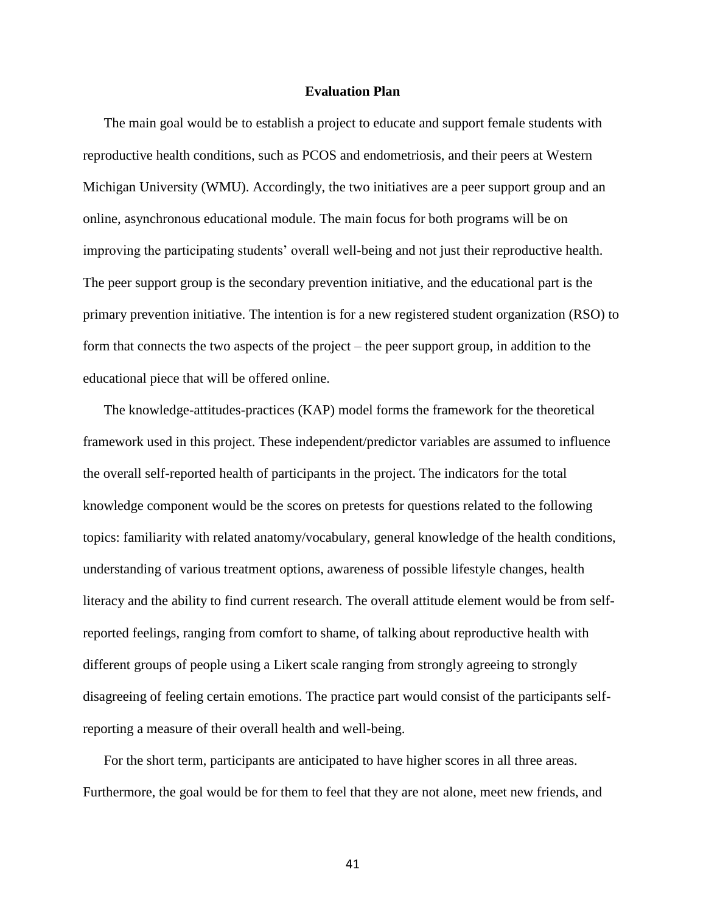## Evaluation Plan

The main goal would be to establish a project to educate and support female students with reproductive health conditions, such as PCOS and endometriosis, and their peers at Western Michigan University (WMU). Accordingly, the two initiatives are a peer support group and an online, asynchronous educational module. The main focus for both programs will be on improving the participating students' overall well-being and not just their reproductive health. The peer support group is the secondary prevention initiative, and the educational part is the primary prevention initiative. The intention is for a new registered student organization (RSO) to form that connects the two aspects of the project – the peer support group, in addition to the educational piece that will be offered online.

The knowledge-attitudes-practices (KAP) model forms the framework for the theoretical framework used in this project. These independent/predictor variables are assumed to influence the overall self-reported health of participants in the project. The indicators for the total knowledge component would be the scores on pretests for questions related to the following topics: familiarity with related anatomy/vocabulary, general knowledge of the health conditions, understanding of various treatment options, awareness of possible lifestyle changes, health literacy and the ability to find current research. The overall attitude element would be from self-reported feelings, ranging from comfort to shame, of talking about reproductive health with different groups of people using a Likert scale ranging from strongly agreeing to strongly disagreeing of feeling certain emotions. The practice part would consist of the participants self-reporting a measure of their overall health and well-being.

For the short term, participants are anticipated to have higher scores in all three areas. Furthermore, the goal would be for them to feel that they are not alone, meet new friends, and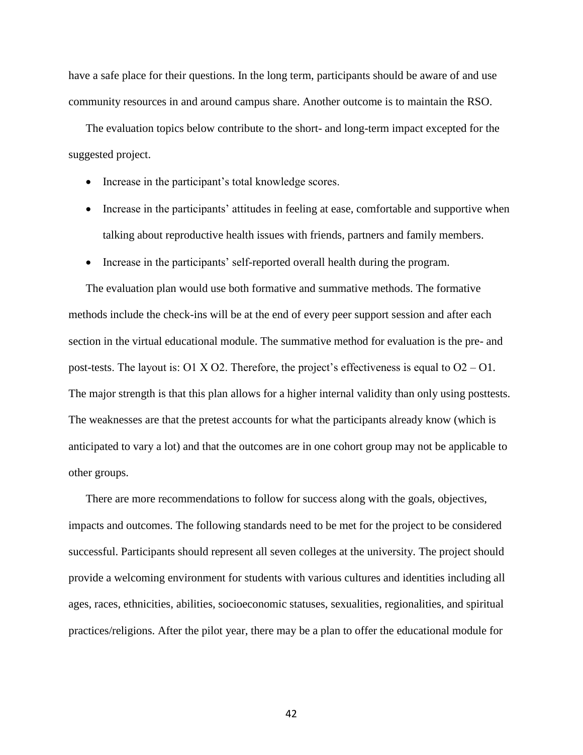have a safe place for their questions. In the long term, participants should be aware of and use community resources in and around campus share. Another outcome is to maintain the RSO.

The evaluation topics below contribute to the short- and long-term impact excepted for the suggested project.

- Increase in the participant's total knowledge scores.
- Increase in the participants' attitudes in feeling at ease, comfortable and supportive when talking about reproductive health issues with friends, partners and family members.
- Increase in the participants' self-reported overall health during the program.

The evaluation plan would use both formative and summative methods. The formative methods include the check-ins will be at the end of every peer support session and after each section in the virtual educational module. The summative method for evaluation is the pre- and post-tests. The layout is: O1 X O2. Therefore, the project's effectiveness is equal to O2 – O1. The major strength is that this plan allows for a higher internal validity than only using posttests. The weaknesses are that the pretest accounts for what the participants already know (which is anticipated to vary a lot) and that the outcomes are in one cohort group may not be applicable to other groups.

There are more recommendations to follow for success along with the goals, objectives, impacts and outcomes. The following standards need to be met for the project to be considered successful. Participants should represent all seven colleges at the university. The project should provide a welcoming environment for students with various cultures and identities including all ages, races, ethnicities, abilities, socioeconomic statuses, sexualities, regionalities, and spiritual practices/religions. After the pilot year, there may be a plan to offer the educational module for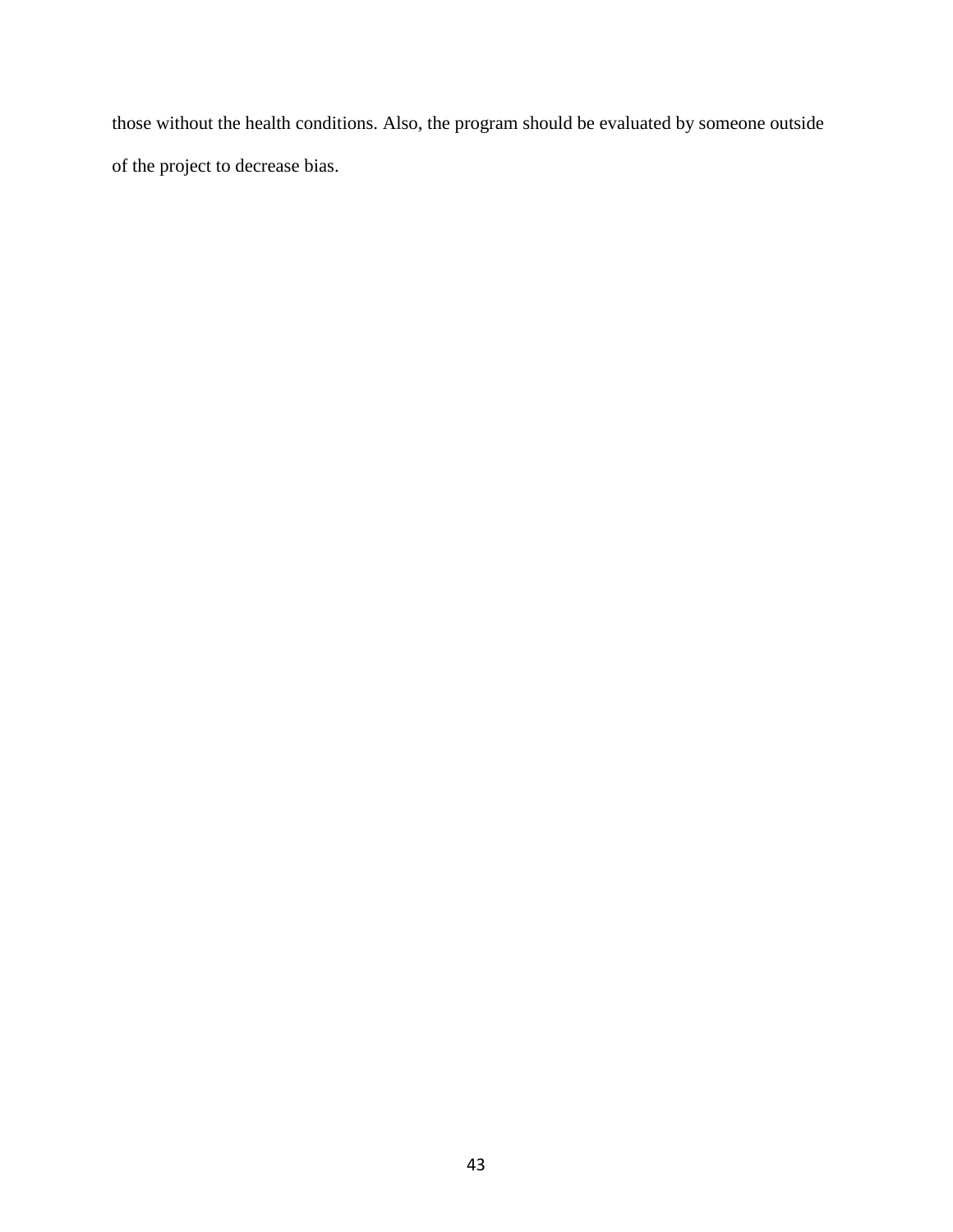those without the health conditions. Also, the program should be evaluated by someone outside of the project to decrease bias.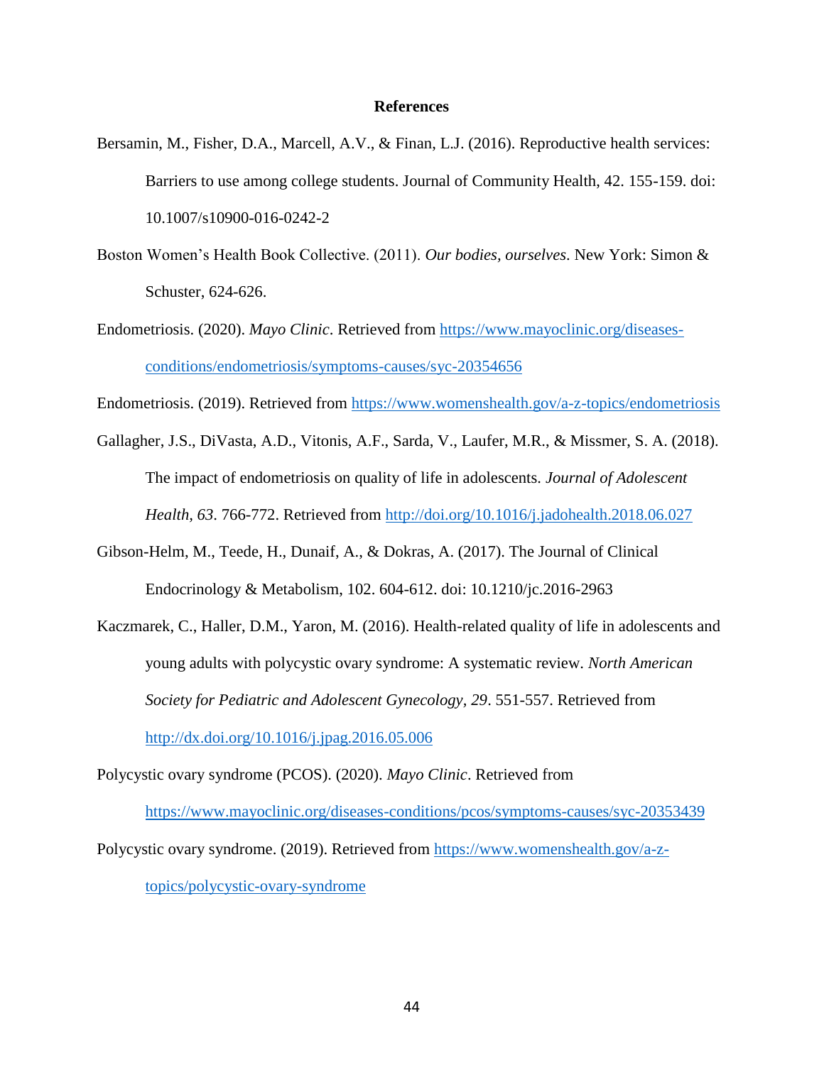# References

Bersamin, M., Fisher, D.A., Marcell, A.V., & Finan, L.J. (2016). Reproductive health services: Barriers to use among college students. Journal of Community Health, 42. 155-159. doi: 10.1007/s10900-016-0242-2

Boston Women's Health Book Collective. (2011). *Our bodies, ourselves*. New York: Simon & Schuster, 624-626.

Endometriosis. (2020). *Mayo Clinic*. Retrieved from https://www.mayoclinic.org/diseases-conditions/endometriosis/symptoms-causes/syc-20354656

Endometriosis. (2019). Retrieved from https://www.womenshealth.gov/a-z-topics/endometriosis

Gallagher, J.S., DiVasta, A.D., Vitonis, A.F., Sarda, V., Laufer, M.R., & Missmer, S. A. (2018). The impact of endometriosis on quality of life in adolescents. *Journal of Adolescent Health, 63*. 766-772. Retrieved from http://doi.org/10.1016/j.jadohealth.2018.06.027

Gibson-Helm, M., Teede, H., Dunaif, A., & Dokras, A. (2017). The Journal of Clinical Endocrinology & Metabolism, 102. 604-612. doi: 10.1210/jc.2016-2963

Kaczmarek, C., Haller, D.M., Yaron, M. (2016). Health-related quality of life in adolescents and young adults with polycystic ovary syndrome: A systematic review. *North American Society for Pediatric and Adolescent Gynecology, 29*. 551-557. Retrieved from http://dx.doi.org/10.1016/j.jpag.2016.05.006

Polycystic ovary syndrome (PCOS). (2020). *Mayo Clinic*. Retrieved from https://www.mayoclinic.org/diseases-conditions/pcos/symptoms-causes/syc-20353439

Polycystic ovary syndrome. (2019). Retrieved from https://www.womenshealth.gov/a-z-topics/polycystic-ovary-syndrome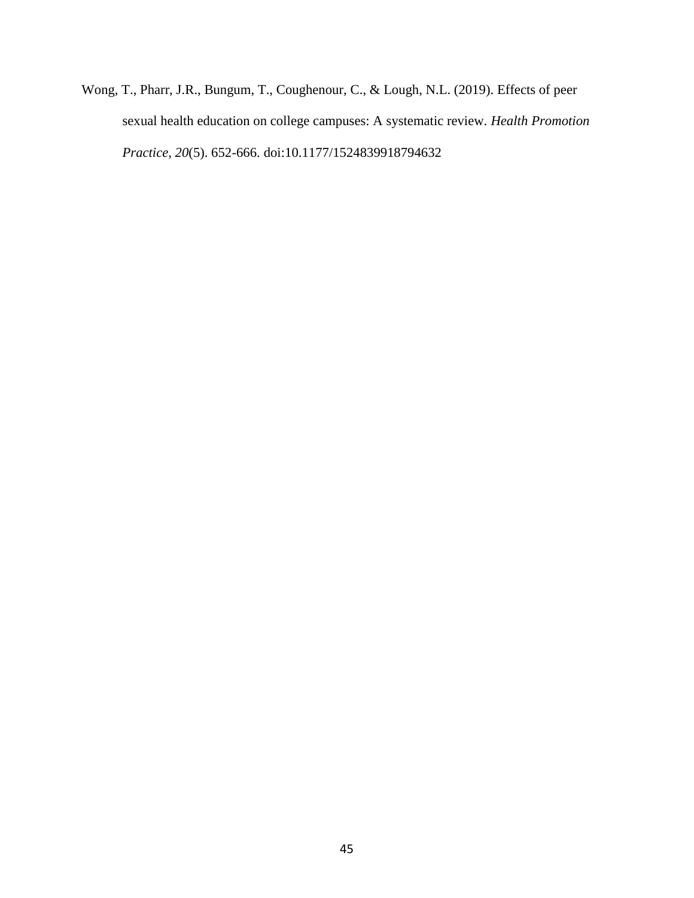Wong, T., Pharr, J.R., Bungum, T., Coughenour, C., & Lough, N.L. (2019). Effects of peer sexual health education on college campuses: A systematic review. *Health Promotion Practice*, *20*(5). 652-666. doi:10.1177/1524839918794632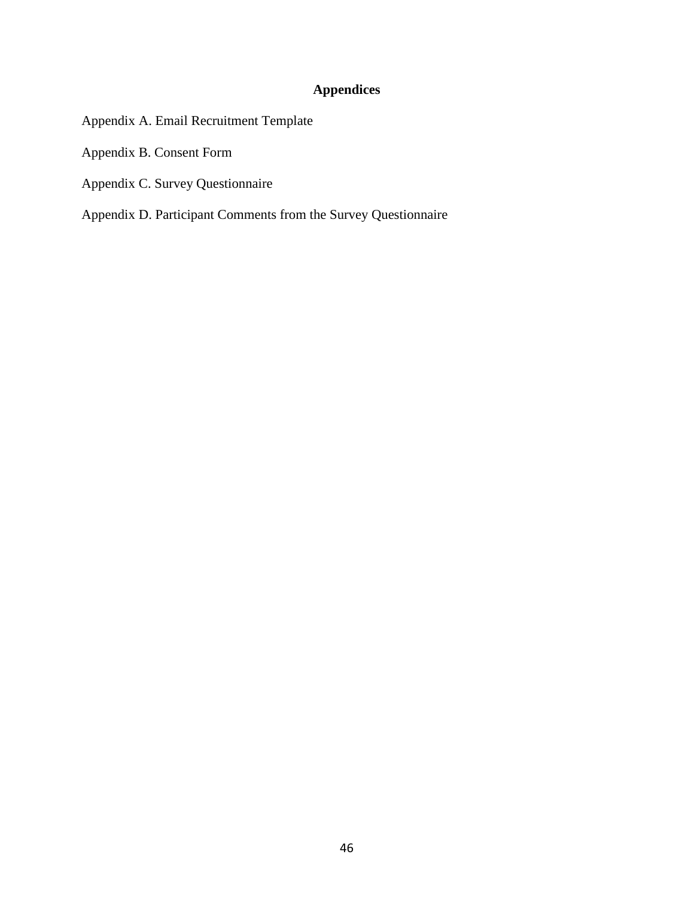# Appendices

Appendix A. Email Recruitment Template

Appendix B. Consent Form

Appendix C. Survey Questionnaire

Appendix D. Participant Comments from the Survey Questionnaire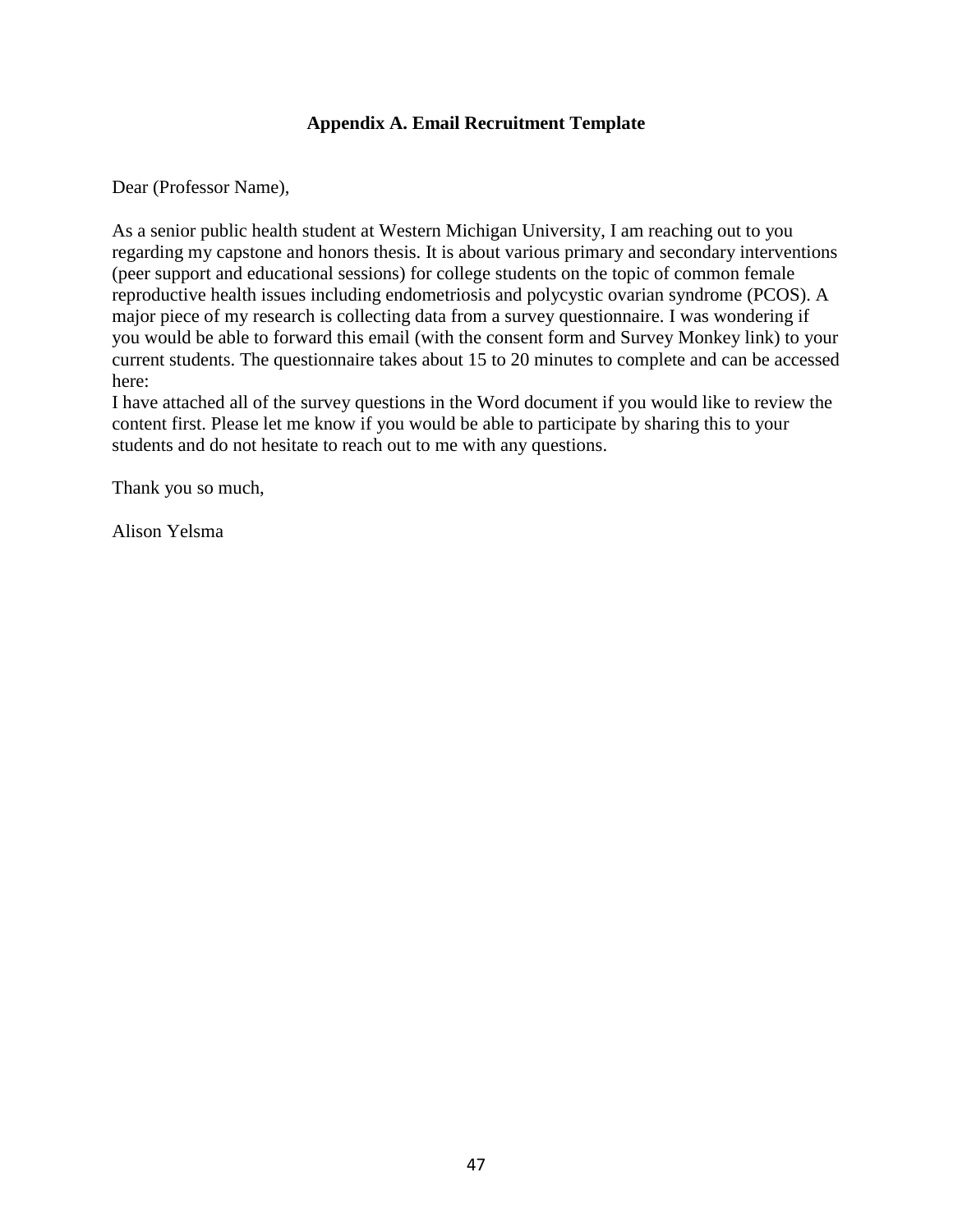### Appendix A. Email Recruitment Template

Dear (Professor Name),

As a senior public health student at Western Michigan University, I am reaching out to you regarding my capstone and honors thesis. It is about various primary and secondary interventions (peer support and educational sessions) for college students on the topic of common female reproductive health issues including endometriosis and polycystic ovarian syndrome (PCOS). A major piece of my research is collecting data from a survey questionnaire. I was wondering if you would be able to forward this email (with the consent form and Survey Monkey link) to your current students. The questionnaire takes about 15 to 20 minutes to complete and can be accessed here:
I have attached all of the survey questions in the Word document if you would like to review the content first. Please let me know if you would be able to participate by sharing this to your students and do not hesitate to reach out to me with any questions.

Thank you so much,

Alison Yelsma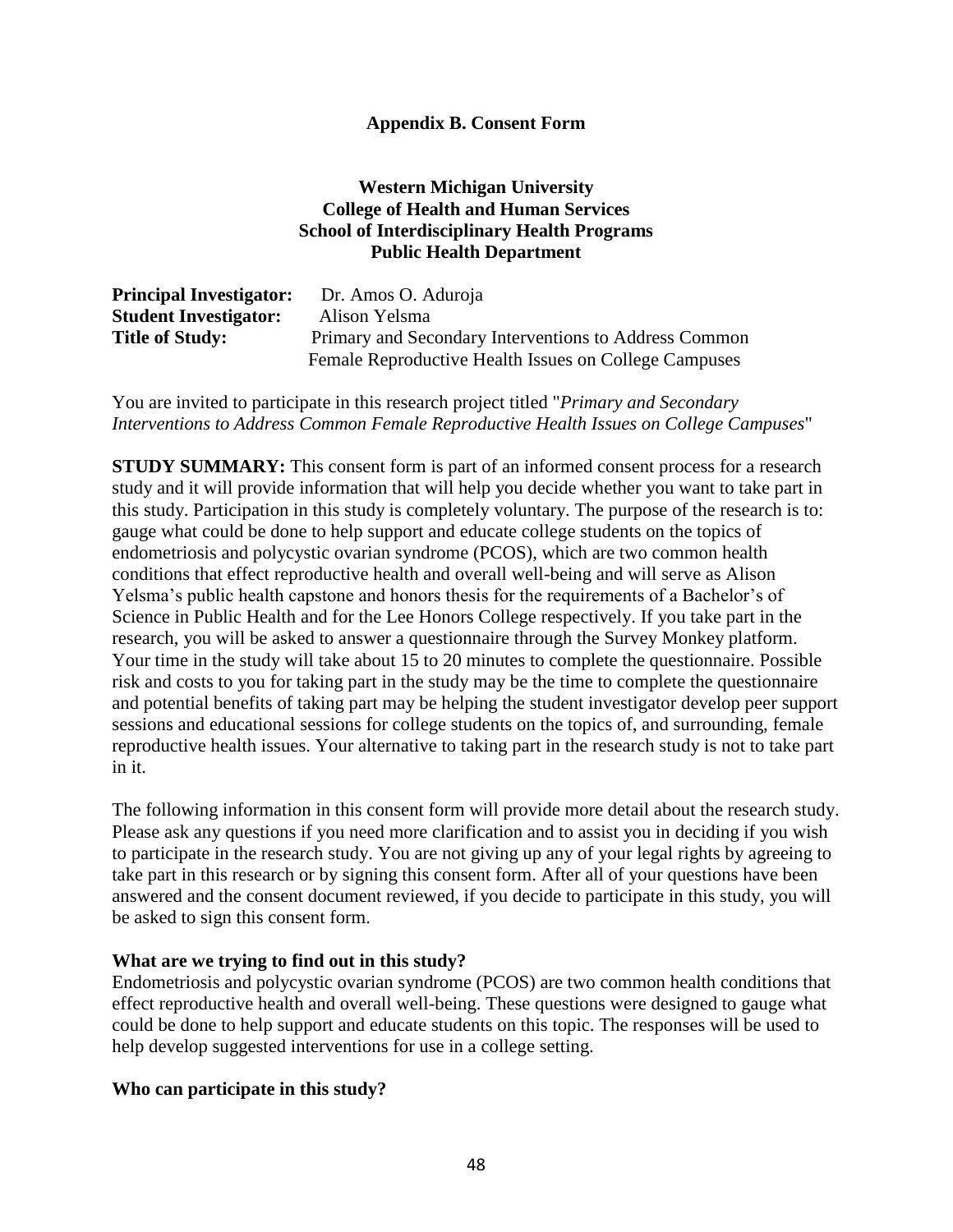**Appendix B. Consent Form**

**Western Michigan University**
**College of Health and Human Services**
**School of Interdisciplinary Health Programs**
**Public Health Department**

**Principal Investigator:** Dr. Amos O. Aduroja
**Student Investigator:** Alison Yelsma
**Title of Study:** Primary and Secondary Interventions to Address Common Female Reproductive Health Issues on College Campuses

You are invited to participate in this research project titled "*Primary and Secondary Interventions to Address Common Female Reproductive Health Issues on College Campuses*"

**STUDY SUMMARY:** This consent form is part of an informed consent process for a research study and it will provide information that will help you decide whether you want to take part in this study. Participation in this study is completely voluntary. The purpose of the research is to: gauge what could be done to help support and educate college students on the topics of endometriosis and polycystic ovarian syndrome (PCOS), which are two common health conditions that effect reproductive health and overall well-being and will serve as Alison Yelsma's public health capstone and honors thesis for the requirements of a Bachelor's of Science in Public Health and for the Lee Honors College respectively. If you take part in the research, you will be asked to answer a questionnaire through the Survey Monkey platform. Your time in the study will take about 15 to 20 minutes to complete the questionnaire. Possible risk and costs to you for taking part in the study may be the time to complete the questionnaire and potential benefits of taking part may be helping the student investigator develop peer support sessions and educational sessions for college students on the topics of, and surrounding, female reproductive health issues. Your alternative to taking part in the research study is not to take part in it.

The following information in this consent form will provide more detail about the research study. Please ask any questions if you need more clarification and to assist you in deciding if you wish to participate in the research study. You are not giving up any of your legal rights by agreeing to take part in this research or by signing this consent form. After all of your questions have been answered and the consent document reviewed, if you decide to participate in this study, you will be asked to sign this consent form.

**What are we trying to find out in this study?**
Endometriosis and polycystic ovarian syndrome (PCOS) are two common health conditions that effect reproductive health and overall well-being. These questions were designed to gauge what could be done to help support and educate students on this topic. The responses will be used to help develop suggested interventions for use in a college setting.

**Who can participate in this study?**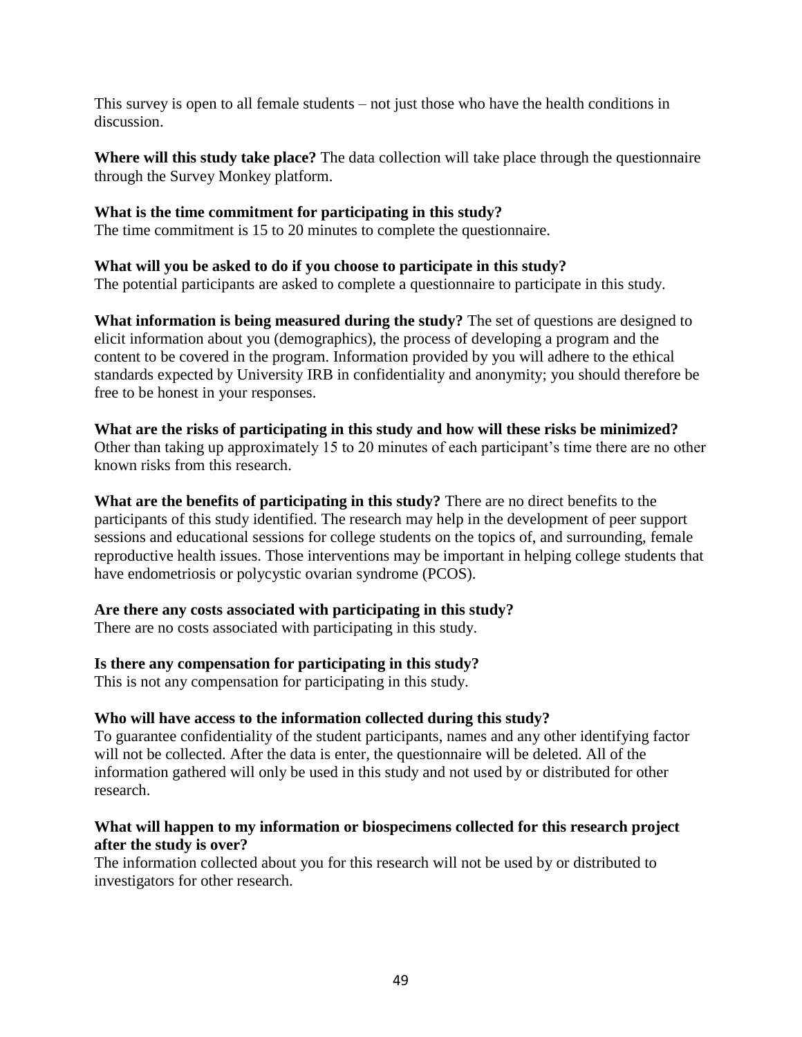This survey is open to all female students – not just those who have the health conditions in discussion.

**Where will this study take place?** The data collection will take place through the questionnaire through the Survey Monkey platform.

**What is the time commitment for participating in this study?**
The time commitment is 15 to 20 minutes to complete the questionnaire.

**What will you be asked to do if you choose to participate in this study?**
The potential participants are asked to complete a questionnaire to participate in this study.

**What information is being measured during the study?** The set of questions are designed to elicit information about you (demographics), the process of developing a program and the content to be covered in the program. Information provided by you will adhere to the ethical standards expected by University IRB in confidentiality and anonymity; you should therefore be free to be honest in your responses.

**What are the risks of participating in this study and how will these risks be minimized?**
Other than taking up approximately 15 to 20 minutes of each participant's time there are no other known risks from this research.

**What are the benefits of participating in this study?** There are no direct benefits to the participants of this study identified. The research may help in the development of peer support sessions and educational sessions for college students on the topics of, and surrounding, female reproductive health issues. Those interventions may be important in helping college students that have endometriosis or polycystic ovarian syndrome (PCOS).

**Are there any costs associated with participating in this study?**
There are no costs associated with participating in this study.

**Is there any compensation for participating in this study?**
This is not any compensation for participating in this study.

**Who will have access to the information collected during this study?**
To guarantee confidentiality of the student participants, names and any other identifying factor will not be collected. After the data is enter, the questionnaire will be deleted. All of the information gathered will only be used in this study and not used by or distributed for other research.

**What will happen to my information or biospecimens collected for this research project after the study is over?**
The information collected about you for this research will not be used by or distributed to investigators for other research.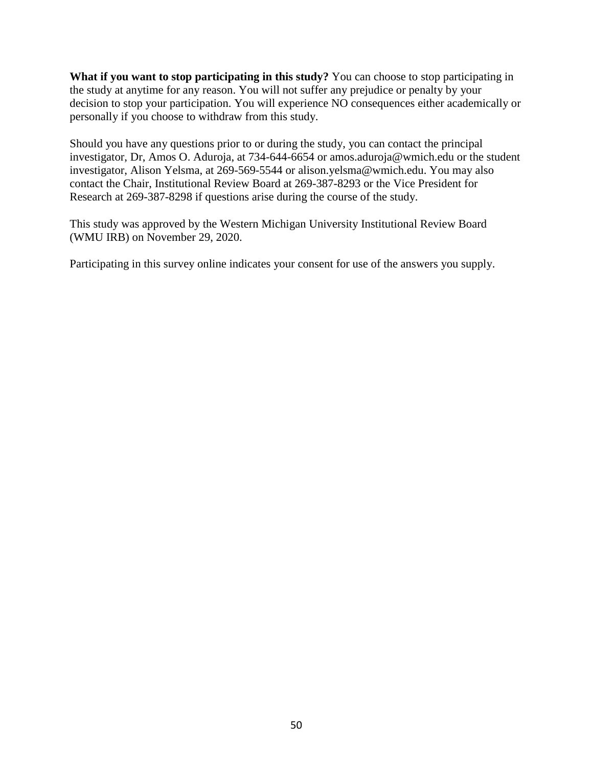**What if you want to stop participating in this study?** You can choose to stop participating in the study at anytime for any reason. You will not suffer any prejudice or penalty by your decision to stop your participation. You will experience NO consequences either academically or personally if you choose to withdraw from this study.

Should you have any questions prior to or during the study, you can contact the principal investigator, Dr, Amos O. Aduroja, at 734-644-6654 or amos.aduroja@wmich.edu or the student investigator, Alison Yelsma, at 269-569-5544 or alison.yelsma@wmich.edu. You may also contact the Chair, Institutional Review Board at 269-387-8293 or the Vice President for Research at 269-387-8298 if questions arise during the course of the study.

This study was approved by the Western Michigan University Institutional Review Board (WMU IRB) on November 29, 2020.

Participating in this survey online indicates your consent for use of the answers you supply.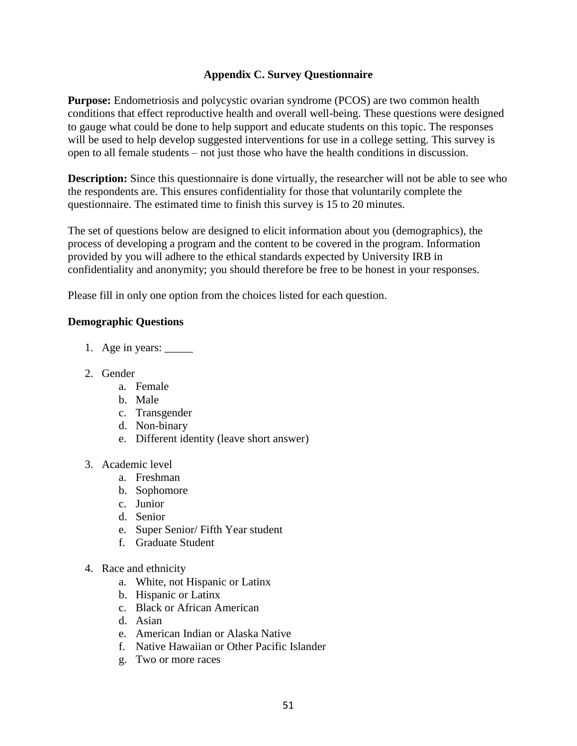## Appendix C. Survey Questionnaire

**Purpose:** Endometriosis and polycystic ovarian syndrome (PCOS) are two common health conditions that effect reproductive health and overall well-being. These questions were designed to gauge what could be done to help support and educate students on this topic. The responses will be used to help develop suggested interventions for use in a college setting. This survey is open to all female students – not just those who have the health conditions in discussion.

**Description:** Since this questionnaire is done virtually, the researcher will not be able to see who the respondents are. This ensures confidentiality for those that voluntarily complete the questionnaire. The estimated time to finish this survey is 15 to 20 minutes.

The set of questions below are designed to elicit information about you (demographics), the process of developing a program and the content to be covered in the program. Information provided by you will adhere to the ethical standards expected by University IRB in confidentiality and anonymity; you should therefore be free to be honest in your responses.

Please fill in only one option from the choices listed for each question.

**Demographic Questions**

1. Age in years: _____

2. Gender
   a. Female
   b. Male
   c. Transgender
   d. Non-binary
   e. Different identity (leave short answer)

3. Academic level
   a. Freshman
   b. Sophomore
   c. Junior
   d. Senior
   e. Super Senior/ Fifth Year student
   f. Graduate Student

4. Race and ethnicity
   a. White, not Hispanic or Latinx
   b. Hispanic or Latinx
   c. Black or African American
   d. Asian
   e. American Indian or Alaska Native
   f. Native Hawaiian or Other Pacific Islander
   g. Two or more races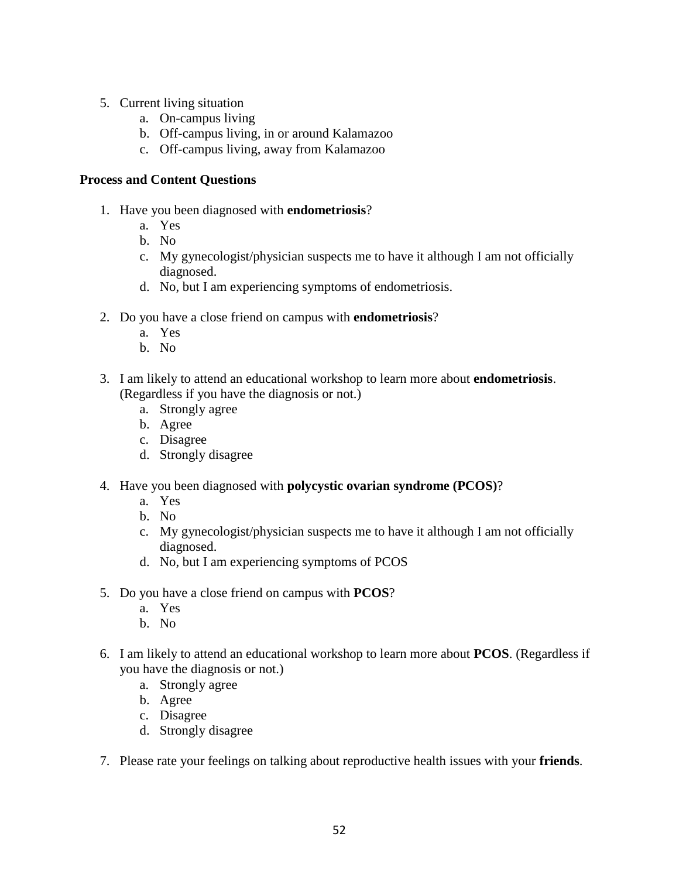5. Current living situation
    a. On-campus living
    b. Off-campus living, in or around Kalamazoo
    c. Off-campus living, away from Kalamazoo

**Process and Content Questions**

1. Have you been diagnosed with **endometriosis**?
    a. Yes
    b. No
    c. My gynecologist/physician suspects me to have it although I am not officially diagnosed.
    d. No, but I am experiencing symptoms of endometriosis.

2. Do you have a close friend on campus with **endometriosis**?
    a. Yes
    b. No

3. I am likely to attend an educational workshop to learn more about **endometriosis**. (Regardless if you have the diagnosis or not.)
    a. Strongly agree
    b. Agree
    c. Disagree
    d. Strongly disagree

4. Have you been diagnosed with **polycystic ovarian syndrome (PCOS)**?
    a. Yes
    b. No
    c. My gynecologist/physician suspects me to have it although I am not officially diagnosed.
    d. No, but I am experiencing symptoms of PCOS

5. Do you have a close friend on campus with **PCOS**?
    a. Yes
    b. No

6. I am likely to attend an educational workshop to learn more about **PCOS**. (Regardless if you have the diagnosis or not.)
    a. Strongly agree
    b. Agree
    c. Disagree
    d. Strongly disagree

7. Please rate your feelings on talking about reproductive health issues with your **friends**.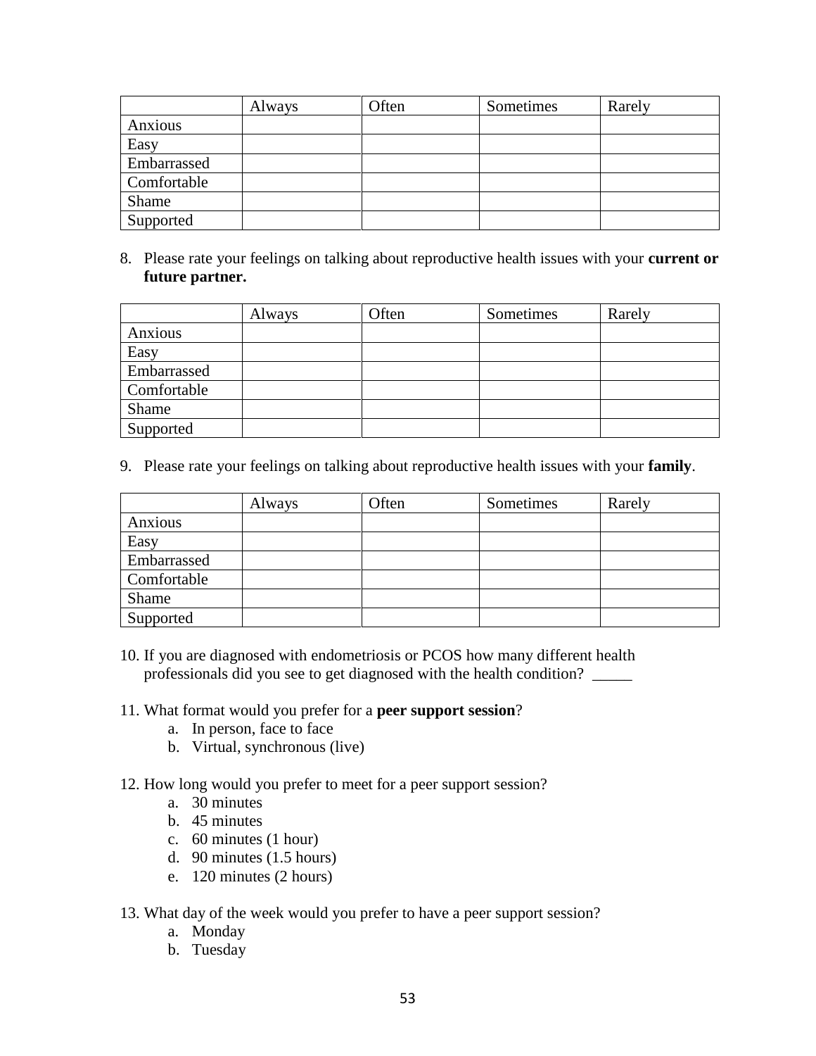| | Always | Often | Sometimes | Rarely |
|---|---|---|---|---|
| Anxious | | | | |
| Easy | | | | |
| Embarrassed | | | | |
| Comfortable | | | | |
| Shame | | | | |
| Supported | | | | |

8. Please rate your feelings on talking about reproductive health issues with your **current or future partner.**

| | Always | Often | Sometimes | Rarely |
|---|---|---|---|---|
| Anxious | | | | |
| Easy | | | | |
| Embarrassed | | | | |
| Comfortable | | | | |
| Shame | | | | |
| Supported | | | | |

9. Please rate your feelings on talking about reproductive health issues with your **family**.

| | Always | Often | Sometimes | Rarely |
|---|---|---|---|---|
| Anxious | | | | |
| Easy | | | | |
| Embarrassed | | | | |
| Comfortable | | | | |
| Shame | | | | |
| Supported | | | | |

10. If you are diagnosed with endometriosis or PCOS how many different health professionals did you see to get diagnosed with the health condition? _____

11. What format would you prefer for a **peer support session**?
    a. In person, face to face
    b. Virtual, synchronous (live)

12. How long would you prefer to meet for a peer support session?
    a. 30 minutes
    b. 45 minutes
    c. 60 minutes (1 hour)
    d. 90 minutes (1.5 hours)
    e. 120 minutes (2 hours)

13. What day of the week would you prefer to have a peer support session?
    a. Monday
    b. Tuesday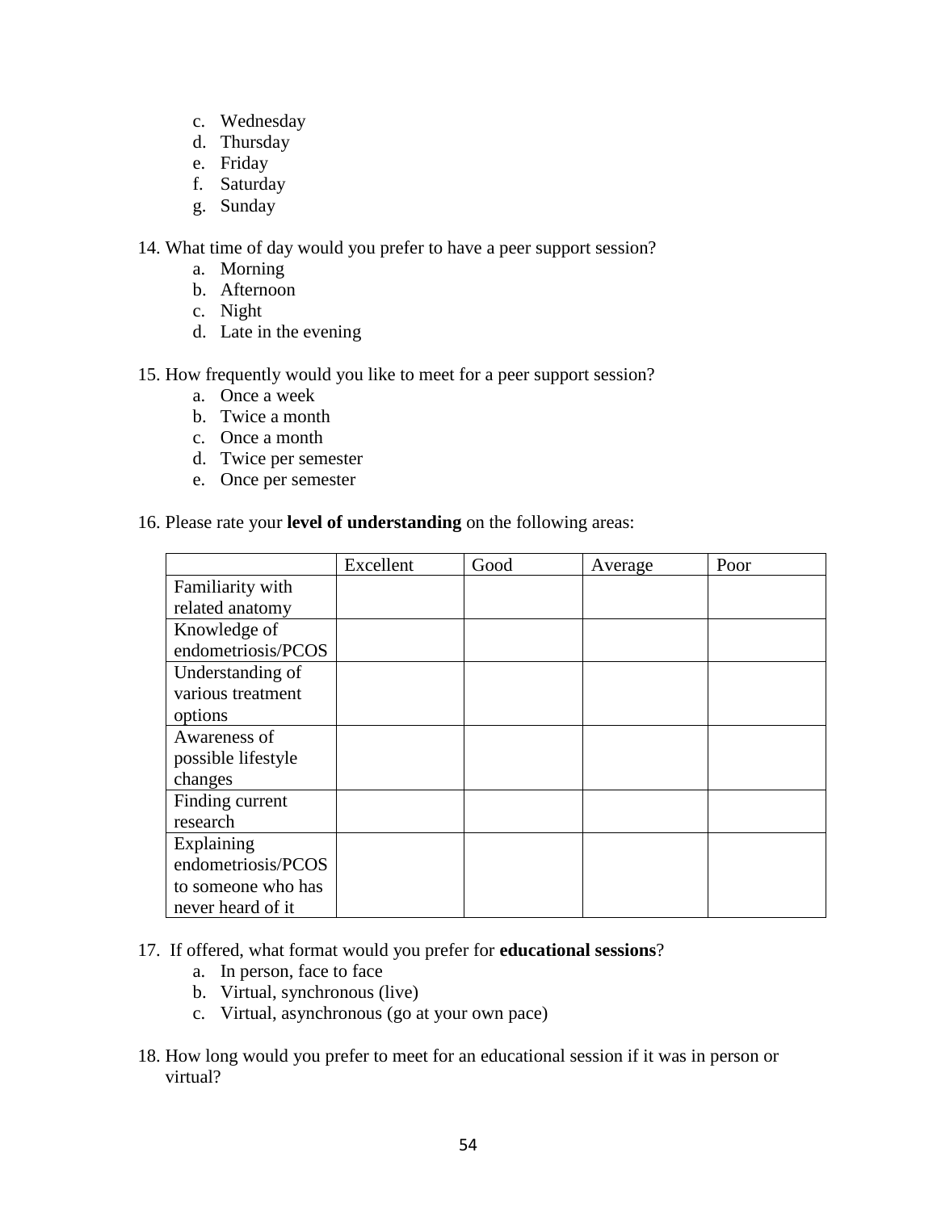c. Wednesday
d. Thursday
e. Friday
f. Saturday
g. Sunday

14. What time of day would you prefer to have a peer support session?
    a. Morning
    b. Afternoon
    c. Night
    d. Late in the evening

15. How frequently would you like to meet for a peer support session?
    a. Once a week
    b. Twice a month
    c. Once a month
    d. Twice per semester
    e. Once per semester

16. Please rate your **level of understanding** on the following areas:

| | Excellent | Good | Average | Poor |
|---|---|---|---|---|
| Familiarity with related anatomy | | | | |
| Knowledge of endometriosis/PCOS | | | | |
| Understanding of various treatment options | | | | |
| Awareness of possible lifestyle changes | | | | |
| Finding current research | | | | |
| Explaining endometriosis/PCOS to someone who has never heard of it | | | | |

17. If offered, what format would you prefer for **educational sessions**?
    a. In person, face to face
    b. Virtual, synchronous (live)
    c. Virtual, asynchronous (go at your own pace)

18. How long would you prefer to meet for an educational session if it was in person or virtual?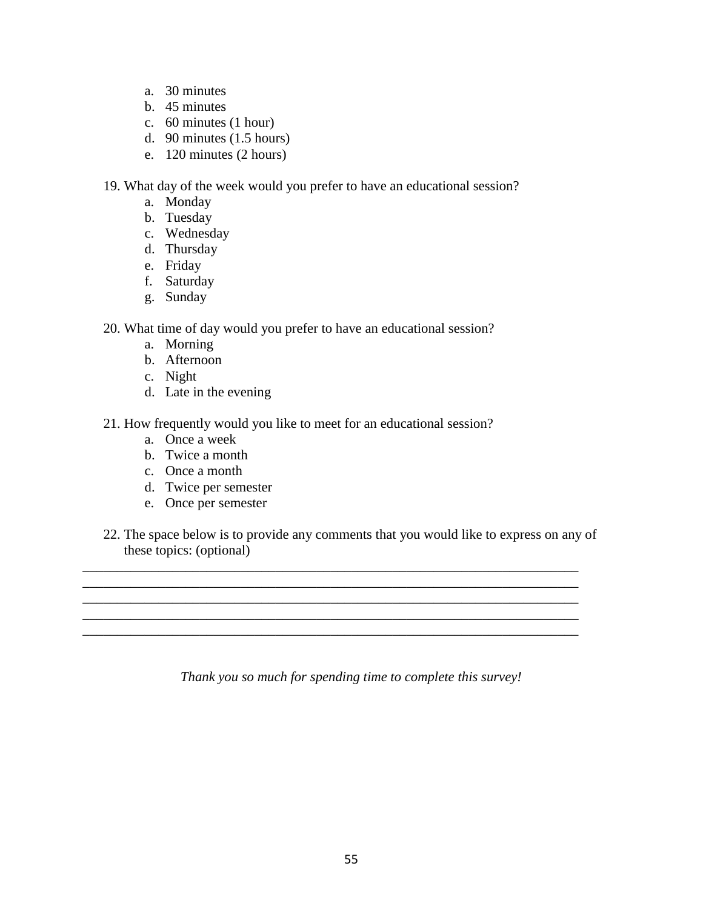a. 30 minutes
b. 45 minutes
c. 60 minutes (1 hour)
d. 90 minutes (1.5 hours)
e. 120 minutes (2 hours)

19. What day of the week would you prefer to have an educational session?
    a. Monday
    b. Tuesday
    c. Wednesday
    d. Thursday
    e. Friday
    f. Saturday
    g. Sunday

20. What time of day would you prefer to have an educational session?
    a. Morning
    b. Afternoon
    c. Night
    d. Late in the evening

21. How frequently would you like to meet for an educational session?
    a. Once a week
    b. Twice a month
    c. Once a month
    d. Twice per semester
    e. Once per semester

22. The space below is to provide any comments that you would like to express on any of these topics: (optional)

_____________________________________________________________________________
_____________________________________________________________________________
_____________________________________________________________________________
_____________________________________________________________________________
_____________________________________________________________________________

*Thank you so much for spending time to complete this survey!*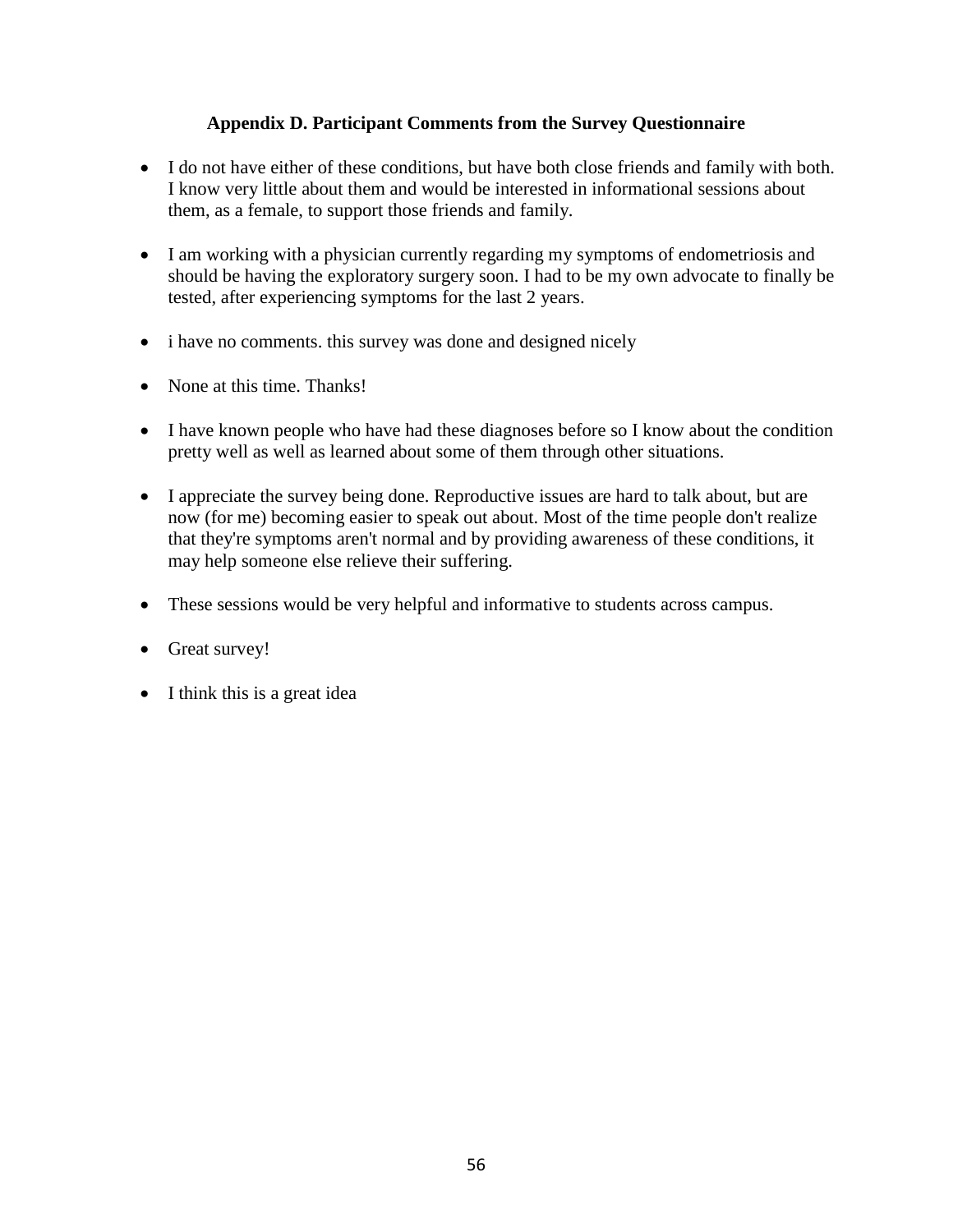## Appendix D. Participant Comments from the Survey Questionnaire

- I do not have either of these conditions, but have both close friends and family with both. I know very little about them and would be interested in informational sessions about them, as a female, to support those friends and family.

- I am working with a physician currently regarding my symptoms of endometriosis and should be having the exploratory surgery soon. I had to be my own advocate to finally be tested, after experiencing symptoms for the last 2 years.

- i have no comments. this survey was done and designed nicely

- None at this time. Thanks!

- I have known people who have had these diagnoses before so I know about the condition pretty well as well as learned about some of them through other situations.

- I appreciate the survey being done. Reproductive issues are hard to talk about, but are now (for me) becoming easier to speak out about. Most of the time people don't realize that they're symptoms aren't normal and by providing awareness of these conditions, it may help someone else relieve their suffering.

- These sessions would be very helpful and informative to students across campus.

- Great survey!

- I think this is a great idea